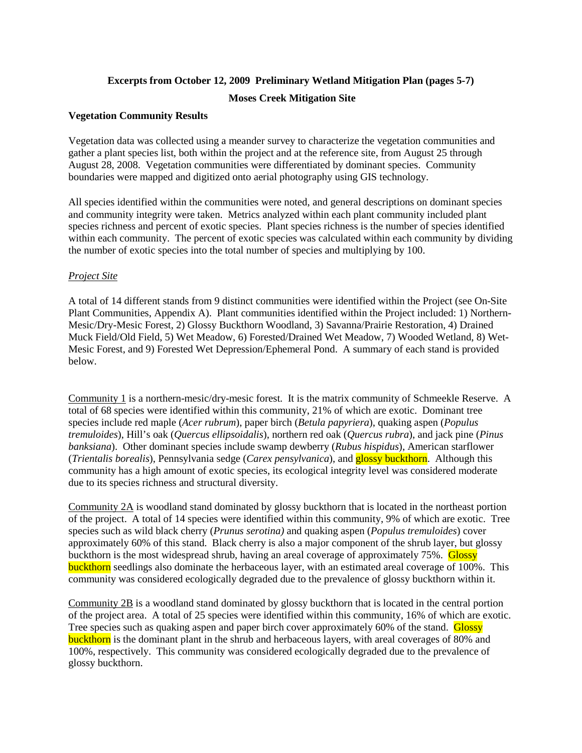**Excerpts from October 12, 2009 Preliminary Wetland Mitigation Plan (pages 5-7)**

**Moses Creek Mitigation Site**

### Vegetation Community Results

Vegetation data was collected using a meander survey to characterize the vegetation communities and gather a plant species list, both within the project and at the reference site, from August 25 through August 28, 2008. Vegetation communities were differentiated by dominant species. Community boundaries were mapped and digitized onto aerial photography using GIS technology.

All species identified within the communities were noted, and general descriptions on dominant species and community integrity were taken. Metrics analyzed within each plant community included plant species richness and percent of exotic species. Plant species richness is the number of species identified within each community. The percent of exotic species was calculated within each community by dividing the number of exotic species into the total number of species and multiplying by 100.

*Project Site*

A total of 14 different stands from 9 distinct communities were identified within the Project (see On-Site Plant Communities, Appendix A). Plant communities identified within the Project included: 1) Northern-Mesic/Dry-Mesic Forest, 2) Glossy Buckthorn Woodland, 3) Savanna/Prairie Restoration, 4) Drained Muck Field/Old Field, 5) Wet Meadow, 6) Forested/Drained Wet Meadow, 7) Wooded Wetland, 8) Wet-Mesic Forest, and 9) Forested Wet Depression/Ephemeral Pond. A summary of each stand is provided below.

Community 1 is a northern-mesic/dry-mesic forest. It is the matrix community of Schmeekle Reserve. A total of 68 species were identified within this community, 21% of which are exotic. Dominant tree species include red maple (*Acer rubrum*), paper birch (*Betula papyriera*), quaking aspen (*Populus tremuloides*), Hill's oak (*Quercus ellipsoidalis*), northern red oak (*Quercus rubra*), and jack pine (*Pinus banksiana*). Other dominant species include swamp dewberry (*Rubus hispidus*), American starflower (*Trientalis borealis*), Pennsylvania sedge (*Carex pensylvanica*), and glossy buckthorn. Although this community has a high amount of exotic species, its ecological integrity level was considered moderate due to its species richness and structural diversity.

Community 2A is woodland stand dominated by glossy buckthorn that is located in the northeast portion of the project. A total of 14 species were identified within this community, 9% of which are exotic. Tree species such as wild black cherry (*Prunus serotina)* and quaking aspen (*Populus tremuloides*) cover approximately 60% of this stand. Black cherry is also a major component of the shrub layer, but glossy buckthorn is the most widespread shrub, having an areal coverage of approximately 75%. Glossy buckthorn seedlings also dominate the herbaceous layer, with an estimated areal coverage of 100%. This community was considered ecologically degraded due to the prevalence of glossy buckthorn within it.

Community 2B is a woodland stand dominated by glossy buckthorn that is located in the central portion of the project area. A total of 25 species were identified within this community, 16% of which are exotic. Tree species such as quaking aspen and paper birch cover approximately 60% of the stand. Glossy buckthorn is the dominant plant in the shrub and herbaceous layers, with areal coverages of 80% and 100%, respectively. This community was considered ecologically degraded due to the prevalence of glossy buckthorn.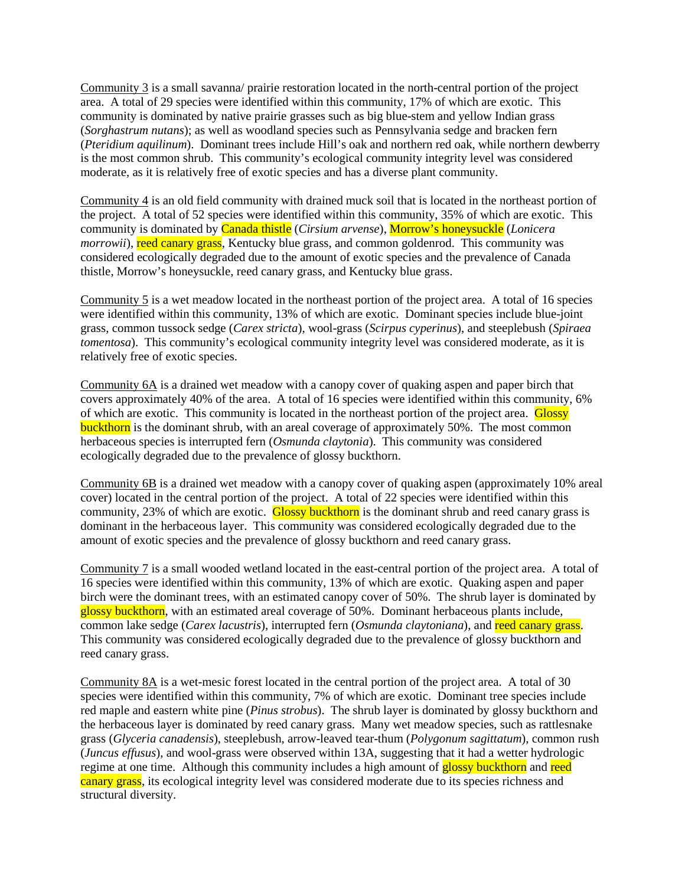<u>Community 3</u> is a small savanna/ prairie restoration located in the north-central portion of the project area. A total of 29 species were identified within this community, 17% of which are exotic. This community is dominated by native prairie grasses such as big blue-stem and yellow Indian grass (*Sorghastrum nutans*); as well as woodland species such as Pennsylvania sedge and bracken fern (*Pteridium aquilinum*). Dominant trees include Hill's oak and northern red oak, while northern dewberry is the most common shrub. This community's ecological community integrity level was considered moderate, as it is relatively free of exotic species and has a diverse plant community.

<u>Community 4</u> is an old field community with drained muck soil that is located in the northeast portion of the project. A total of 52 species were identified within this community, 35% of which are exotic. This community is dominated by Canada thistle (*Cirsium arvense*), Morrow's honeysuckle (*Lonicera morrowii*), reed canary grass, Kentucky blue grass, and common goldenrod. This community was considered ecologically degraded due to the amount of exotic species and the prevalence of Canada thistle, Morrow's honeysuckle, reed canary grass, and Kentucky blue grass.

<u>Community 5</u> is a wet meadow located in the northeast portion of the project area. A total of 16 species were identified within this community, 13% of which are exotic. Dominant species include blue-joint grass, common tussock sedge (*Carex stricta*), wool-grass (*Scirpus cyperinus*), and steeplebush (*Spiraea tomentosa*). This community's ecological community integrity level was considered moderate, as it is relatively free of exotic species.

<u>Community 6A</u> is a drained wet meadow with a canopy cover of quaking aspen and paper birch that covers approximately 40% of the area. A total of 16 species were identified within this community, 6% of which are exotic. This community is located in the northeast portion of the project area. Glossy buckthorn is the dominant shrub, with an areal coverage of approximately 50%. The most common herbaceous species is interrupted fern (*Osmunda claytonia*). This community was considered ecologically degraded due to the prevalence of glossy buckthorn.

<u>Community 6B</u> is a drained wet meadow with a canopy cover of quaking aspen (approximately 10% areal cover) located in the central portion of the project. A total of 22 species were identified within this community, 23% of which are exotic. Glossy buckthorn is the dominant shrub and reed canary grass is dominant in the herbaceous layer. This community was considered ecologically degraded due to the amount of exotic species and the prevalence of glossy buckthorn and reed canary grass.

<u>Community 7</u> is a small wooded wetland located in the east-central portion of the project area. A total of 16 species were identified within this community, 13% of which are exotic. Quaking aspen and paper birch were the dominant trees, with an estimated canopy cover of 50%. The shrub layer is dominated by glossy buckthorn, with an estimated areal coverage of 50%. Dominant herbaceous plants include, common lake sedge (*Carex lacustris*), interrupted fern (*Osmunda claytoniana*), and reed canary grass. This community was considered ecologically degraded due to the prevalence of glossy buckthorn and reed canary grass.

<u>Community 8A</u> is a wet-mesic forest located in the central portion of the project area. A total of 30 species were identified within this community, 7% of which are exotic. Dominant tree species include red maple and eastern white pine (*Pinus strobus*). The shrub layer is dominated by glossy buckthorn and the herbaceous layer is dominated by reed canary grass. Many wet meadow species, such as rattlesnake grass (*Glyceria canadensis*), steeplebush, arrow-leaved tear-thum (*Polygonum sagittatum*), common rush (*Juncus effusus*), and wool-grass were observed within 13A, suggesting that it had a wetter hydrologic regime at one time. Although this community includes a high amount of glossy buckthorn and reed canary grass, its ecological integrity level was considered moderate due to its species richness and structural diversity.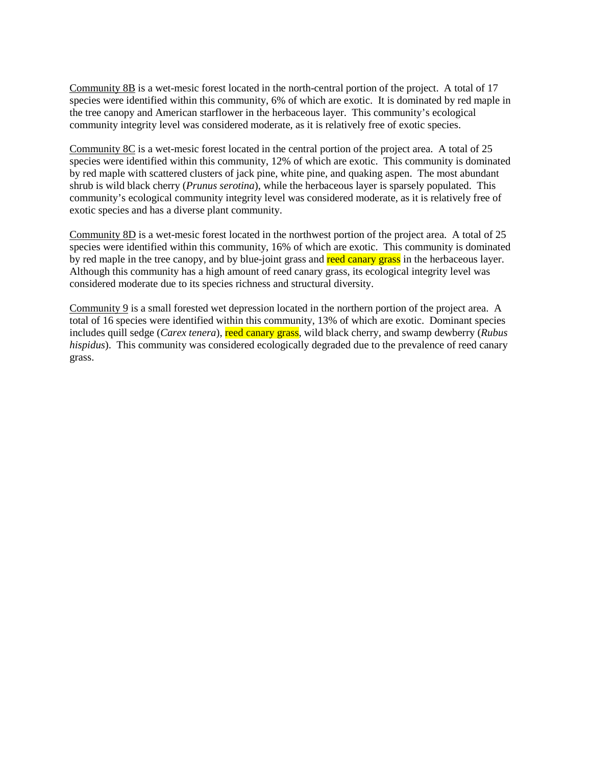<u>Community 8B</u> is a wet-mesic forest located in the north-central portion of the project. A total of 17 species were identified within this community, 6% of which are exotic. It is dominated by red maple in the tree canopy and American starflower in the herbaceous layer. This community's ecological community integrity level was considered moderate, as it is relatively free of exotic species.

<u>Community 8C</u> is a wet-mesic forest located in the central portion of the project area. A total of 25 species were identified within this community, 12% of which are exotic. This community is dominated by red maple with scattered clusters of jack pine, white pine, and quaking aspen. The most abundant shrub is wild black cherry (*Prunus serotina*), while the herbaceous layer is sparsely populated. This community's ecological community integrity level was considered moderate, as it is relatively free of exotic species and has a diverse plant community.

<u>Community 8D</u> is a wet-mesic forest located in the northwest portion of the project area. A total of 25 species were identified within this community, 16% of which are exotic. This community is dominated by red maple in the tree canopy, and by blue-joint grass and reed canary grass in the herbaceous layer. Although this community has a high amount of reed canary grass, its ecological integrity level was considered moderate due to its species richness and structural diversity.

<u>Community 9</u> is a small forested wet depression located in the northern portion of the project area. A total of 16 species were identified within this community, 13% of which are exotic. Dominant species includes quill sedge (*Carex tenera*), reed canary grass, wild black cherry, and swamp dewberry (*Rubus hispidus*). This community was considered ecologically degraded due to the prevalence of reed canary grass.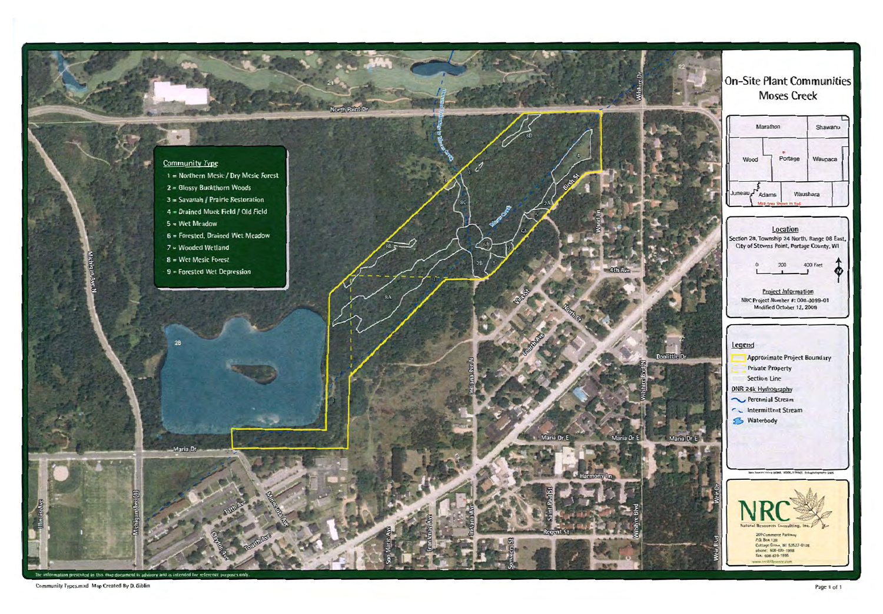# On-Site Plant Communities
## Moses Creek

**Community Type**

1 = Northern Mesic / Dry Mesic Forest
2 = Glossy Buckthorn Woods
3 = Savanah / Prairie Restoration
4 = Drained Muck Field / Old Field
5 = Wet Meadow
6 = Forested, Drained Wet Meadow
7 = Wooded Wetland
8 = Wet Mesic Forest
9 = Forested Wet Depression

Marathon | Shawano | Wood | Portage | Waupaca | Juneau | Adams | Waushara

Map Area Shown in Red

**Location**

Section 28, Township 24 North, Range 08 East, City of Stevens Point, Portage County, WI

0 200 400 Feet

**Project Information**

NRC Project Number #: 008-0099-01
Modified October 12, 2009

**Legend**

- Approximate Project Boundary
- Private Property
- Section Line

DNR 24k Hydrography

- Perennial Stream
- Intermittent Stream
- Waterbody

**NRC**
Natural Resources Consulting, Inc.
209 Commerce Parkway
P.O. Box 128
Cottage Grove, WI 53527-0128
phone: 608-839-1998
fax: 608-839-1995
www.nrcWIscience.com

The information presented in this map document is advisory and is intended for reference purposes only.

Community Types.mxd Map Created By D. Giblin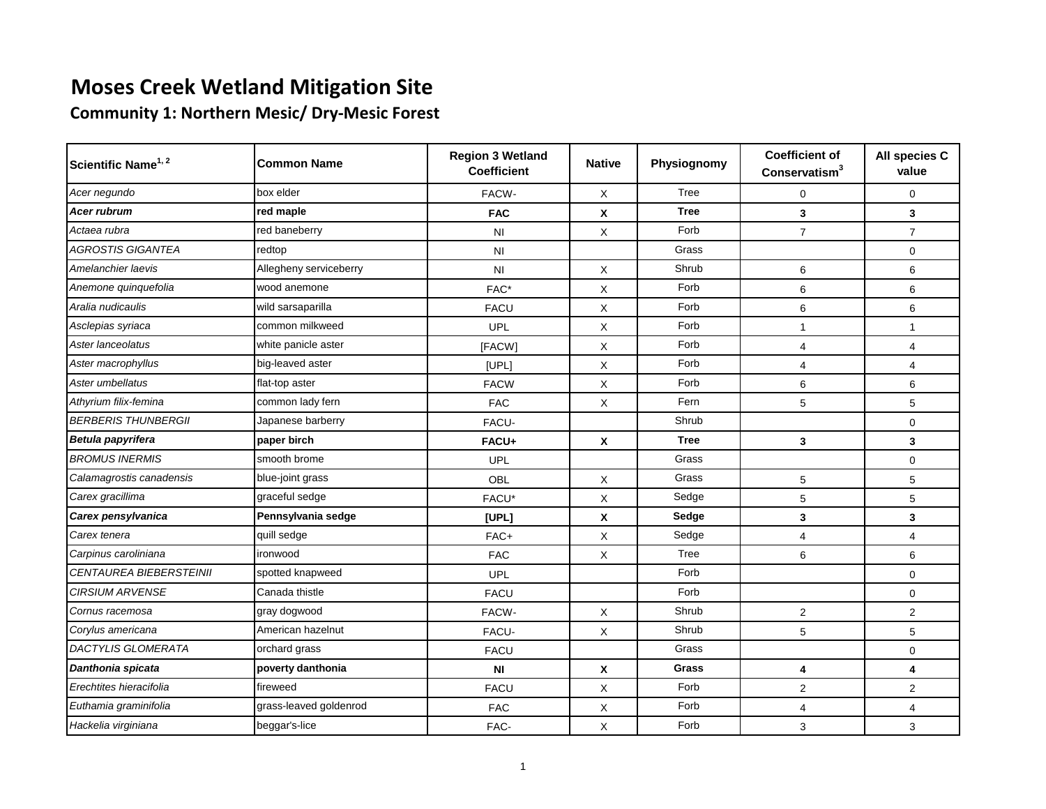# Moses Creek Wetland Mitigation Site

## Community 1: Northern Mesic/ Dry-Mesic Forest

| Scientific Name[1, 2] | Common Name | Region 3 Wetland Coefficient | Native | Physiognomy | Coefficient of Conservatism[3] | All species C value |
|---|---|---|---|---|---|---|
| *Acer negundo* | box elder | FACW- | X | Tree | 0 | 0 |
| ***Acer rubrum*** | **red maple** | **FAC** | **X** | **Tree** | **3** | **3** |
| *Actaea rubra* | red baneberry | NI | X | Forb | 7 | 7 |
| *AGROSTIS GIGANTEA* | redtop | NI | | Grass | | 0 |
| *Amelanchier laevis* | Allegheny serviceberry | NI | X | Shrub | 6 | 6 |
| *Anemone quinquefolia* | wood anemone | FAC* | X | Forb | 6 | 6 |
| *Aralia nudicaulis* | wild sarsaparilla | FACU | X | Forb | 6 | 6 |
| *Asclepias syriaca* | common milkweed | UPL | X | Forb | 1 | 1 |
| *Aster lanceolatus* | white panicle aster | [FACW] | X | Forb | 4 | 4 |
| *Aster macrophyllus* | big-leaved aster | [UPL] | X | Forb | 4 | 4 |
| *Aster umbellatus* | flat-top aster | FACW | X | Forb | 6 | 6 |
| *Athyrium filix-femina* | common lady fern | FAC | X | Fern | 5 | 5 |
| *BERBERIS THUNBERGII* | Japanese barberry | FACU- | | Shrub | | 0 |
| ***Betula papyrifera*** | **paper birch** | **FACU+** | **X** | **Tree** | **3** | **3** |
| *BROMUS INERMIS* | smooth brome | UPL | | Grass | | 0 |
| *Calamagrostis canadensis* | blue-joint grass | OBL | X | Grass | 5 | 5 |
| *Carex gracillima* | graceful sedge | FACU* | X | Sedge | 5 | 5 |
| ***Carex pensylvanica*** | **Pennsylvania sedge** | **[UPL]** | **X** | **Sedge** | **3** | **3** |
| *Carex tenera* | quill sedge | FAC+ | X | Sedge | 4 | 4 |
| *Carpinus caroliniana* | ironwood | FAC | X | Tree | 6 | 6 |
| *CENTAUREA BIEBERSTEINII* | spotted knapweed | UPL | | Forb | | 0 |
| *CIRSIUM ARVENSE* | Canada thistle | FACU | | Forb | | 0 |
| *Cornus racemosa* | gray dogwood | FACW- | X | Shrub | 2 | 2 |
| *Corylus americana* | American hazelnut | FACU- | X | Shrub | 5 | 5 |
| *DACTYLIS GLOMERATA* | orchard grass | FACU | | Grass | | 0 |
| ***Danthonia spicata*** | **poverty danthonia** | **NI** | **X** | **Grass** | **4** | **4** |
| *Erechtites hieracifolia* | fireweed | FACU | X | Forb | 2 | 2 |
| *Euthamia graminifolia* | grass-leaved goldenrod | FAC | X | Forb | 4 | 4 |
| *Hackelia virginiana* | beggar's-lice | FAC- | X | Forb | 3 | 3 |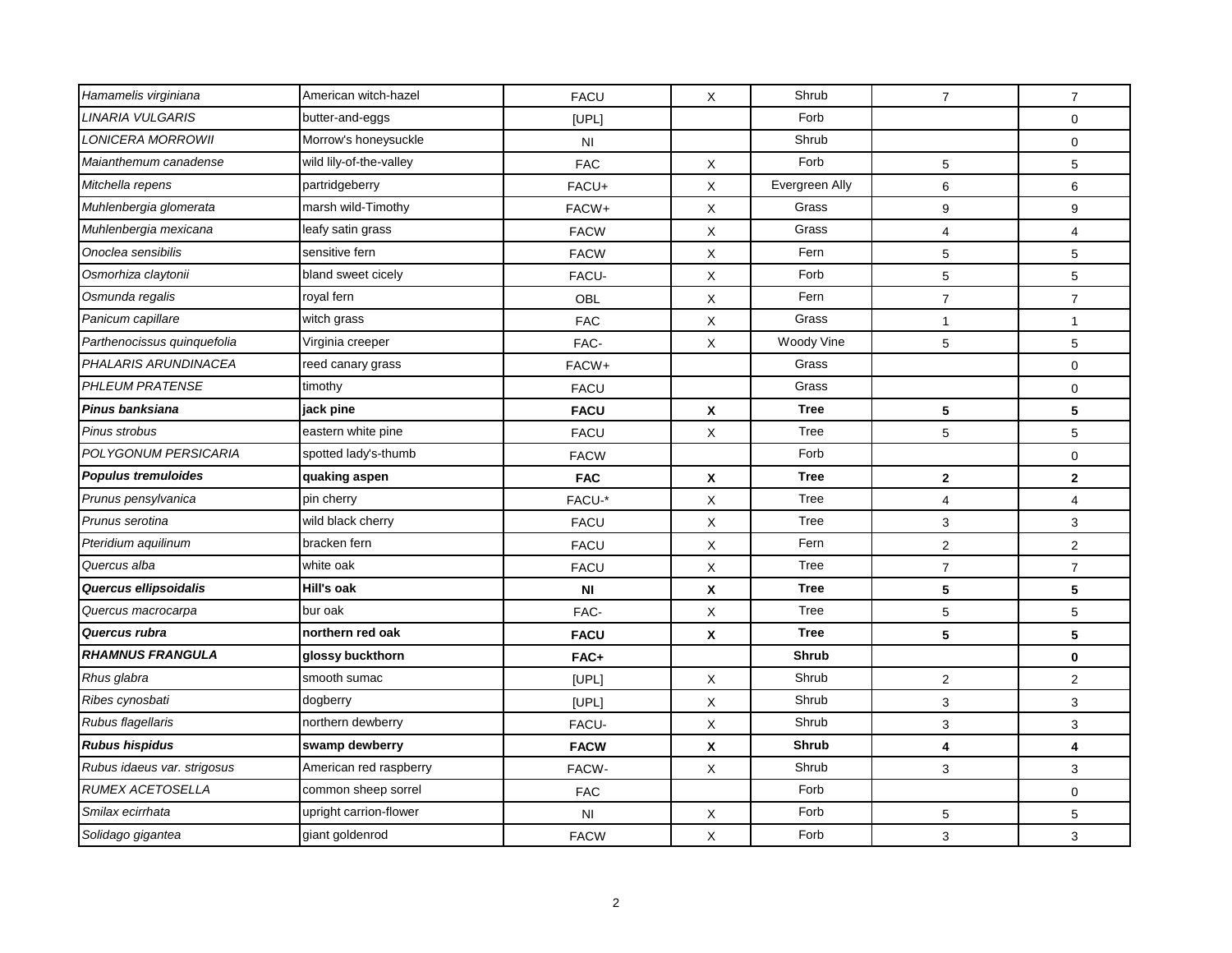| | | | | | | |
|---|---|---|---|---|---|---|
| *Hamamelis virginiana* | American witch-hazel | FACU | X | Shrub | 7 | 7 |
| *LINARIA VULGARIS* | butter-and-eggs | [UPL] | | Forb | | 0 |
| *LONICERA MORROWII* | Morrow's honeysuckle | NI | | Shrub | | 0 |
| *Maianthemum canadense* | wild lily-of-the-valley | FAC | X | Forb | 5 | 5 |
| *Mitchella repens* | partridgeberry | FACU+ | X | Evergreen Ally | 6 | 6 |
| *Muhlenbergia glomerata* | marsh wild-Timothy | FACW+ | X | Grass | 9 | 9 |
| *Muhlenbergia mexicana* | leafy satin grass | FACW | X | Grass | 4 | 4 |
| *Onoclea sensibilis* | sensitive fern | FACW | X | Fern | 5 | 5 |
| *Osmorhiza claytonii* | bland sweet cicely | FACU- | X | Forb | 5 | 5 |
| *Osmunda regalis* | royal fern | OBL | X | Fern | 7 | 7 |
| *Panicum capillare* | witch grass | FAC | X | Grass | 1 | 1 |
| *Parthenocissus quinquefolia* | Virginia creeper | FAC- | X | Woody Vine | 5 | 5 |
| *PHALARIS ARUNDINACEA* | reed canary grass | FACW+ | | Grass | | 0 |
| *PHLEUM PRATENSE* | timothy | FACU | | Grass | | 0 |
| ***Pinus banksiana*** | **jack pine** | **FACU** | **X** | **Tree** | **5** | **5** |
| *Pinus strobus* | eastern white pine | FACU | X | Tree | 5 | 5 |
| *POLYGONUM PERSICARIA* | spotted lady's-thumb | FACW | | Forb | | 0 |
| ***Populus tremuloides*** | **quaking aspen** | **FAC** | **X** | **Tree** | **2** | **2** |
| *Prunus pensylvanica* | pin cherry | FACU-* | X | Tree | 4 | 4 |
| *Prunus serotina* | wild black cherry | FACU | X | Tree | 3 | 3 |
| *Pteridium aquilinum* | bracken fern | FACU | X | Fern | 2 | 2 |
| *Quercus alba* | white oak | FACU | X | Tree | 7 | 7 |
| ***Quercus ellipsoidalis*** | **Hill's oak** | **NI** | **X** | **Tree** | **5** | **5** |
| *Quercus macrocarpa* | bur oak | FAC- | X | Tree | 5 | 5 |
| ***Quercus rubra*** | **northern red oak** | **FACU** | **X** | **Tree** | **5** | **5** |
| ***RHAMNUS FRANGULA*** | **glossy buckthorn** | **FAC+** | | **Shrub** | | **0** |
| *Rhus glabra* | smooth sumac | [UPL] | X | Shrub | 2 | 2 |
| *Ribes cynosbati* | dogberry | [UPL] | X | Shrub | 3 | 3 |
| *Rubus flagellaris* | northern dewberry | FACU- | X | Shrub | 3 | 3 |
| ***Rubus hispidus*** | **swamp dewberry** | **FACW** | **X** | **Shrub** | **4** | **4** |
| *Rubus idaeus var. strigosus* | American red raspberry | FACW- | X | Shrub | 3 | 3 |
| *RUMEX ACETOSELLA* | common sheep sorrel | FAC | | Forb | | 0 |
| *Smilax ecirrhata* | upright carrion-flower | NI | X | Forb | 5 | 5 |
| *Solidago gigantea* | giant goldenrod | FACW | X | Forb | 3 | 3 |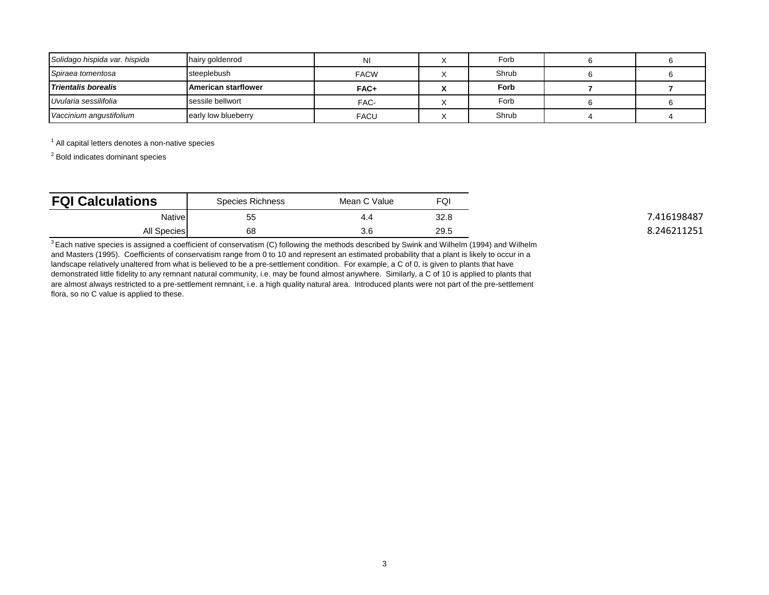| | | | | | | |
|---|---|---|---|---|---|---|
| *Solidago hispida var. hispida* | hairy goldenrod | NI | X | Forb | 6 | 6 |
| *Spiraea tomentosa* | steeplebush | FACW | X | Shrub | 6 | 6 |
| ***Trientalis borealis*** | **American starflower** | **FAC+** | **X** | **Forb** | **7** | **7** |
| *Uvularia sessilifolia* | sessile bellwort | FAC- | X | Forb | 6 | 6 |
| *Vaccinium angustifolium* | early low blueberry | FACU | X | Shrub | 4 | 4 |

[1] All capital letters denotes a non-native species

[2] Bold indicates dominant species

| **FQI Calculations** | Species Richness | Mean C Value | FQI | |
|---|---|---|---|---|
| Native | 55 | 4.4 | 32.8 | 7.416198487 |
| All Species | 68 | 3.6 | 29.5 | 8.246211251 |

[3] Each native species is assigned a coefficient of conservatism (C) following the methods described by Swink and Wilhelm (1994) and Wilhelm and Masters (1995). Coefficients of conservatism range from 0 to 10 and represent an estimated probability that a plant is likely to occur in a landscape relatively unaltered from what is believed to be a pre-settlement condition. For example, a C of 0, is given to plants that have demonstrated little fidelity to any remnant natural community, i.e. may be found almost anywhere. Similarly, a C of 10 is applied to plants that are almost always restricted to a pre-settlement remnant, i.e. a high quality natural area. Introduced plants were not part of the pre-settlement flora, so no C value is applied to these.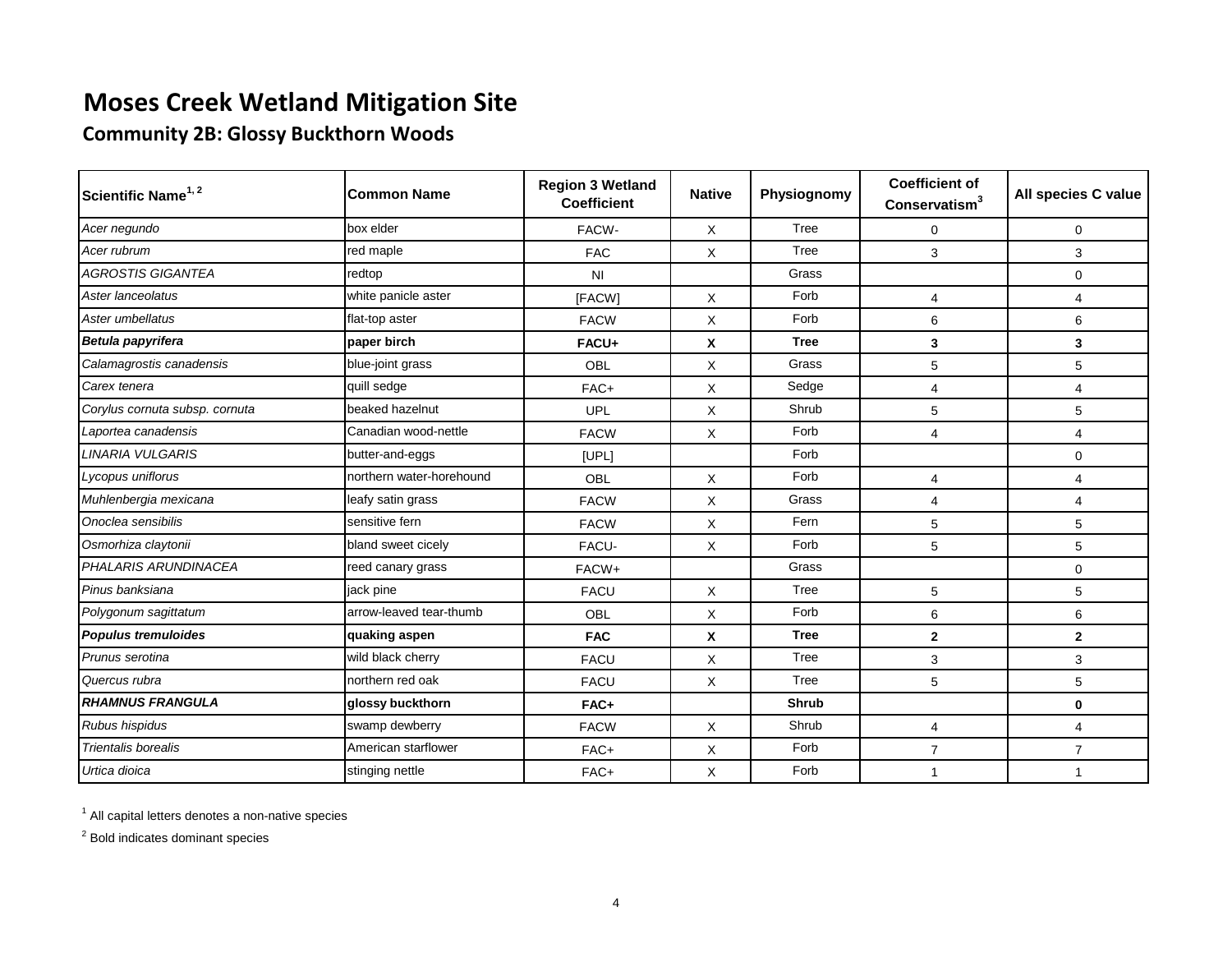# Moses Creek Wetland Mitigation Site

## Community 2B: Glossy Buckthorn Woods

| Scientific Name[1, 2] | Common Name | Region 3 Wetland Coefficient | Native | Physiognomy | Coefficient of Conservatism[3] | All species C value |
|---|---|---|---|---|---|---|
| *Acer negundo* | box elder | FACW- | X | Tree | 0 | 0 |
| *Acer rubrum* | red maple | FAC | X | Tree | 3 | 3 |
| *AGROSTIS GIGANTEA* | redtop | NI | | Grass | | 0 |
| *Aster lanceolatus* | white panicle aster | [FACW] | X | Forb | 4 | 4 |
| *Aster umbellatus* | flat-top aster | FACW | X | Forb | 6 | 6 |
| ***Betula papyrifera*** | **paper birch** | **FACU+** | **X** | **Tree** | **3** | **3** |
| *Calamagrostis canadensis* | blue-joint grass | OBL | X | Grass | 5 | 5 |
| *Carex tenera* | quill sedge | FAC+ | X | Sedge | 4 | 4 |
| *Corylus cornuta subsp. cornuta* | beaked hazelnut | UPL | X | Shrub | 5 | 5 |
| *Laportea canadensis* | Canadian wood-nettle | FACW | X | Forb | 4 | 4 |
| *LINARIA VULGARIS* | butter-and-eggs | [UPL] | | Forb | | 0 |
| *Lycopus uniflorus* | northern water-horehound | OBL | X | Forb | 4 | 4 |
| *Muhlenbergia mexicana* | leafy satin grass | FACW | X | Grass | 4 | 4 |
| *Onoclea sensibilis* | sensitive fern | FACW | X | Fern | 5 | 5 |
| *Osmorhiza claytonii* | bland sweet cicely | FACU- | X | Forb | 5 | 5 |
| *PHALARIS ARUNDINACEA* | reed canary grass | FACW+ | | Grass | | 0 |
| *Pinus banksiana* | jack pine | FACU | X | Tree | 5 | 5 |
| *Polygonum sagittatum* | arrow-leaved tear-thumb | OBL | X | Forb | 6 | 6 |
| ***Populus tremuloides*** | **quaking aspen** | **FAC** | **X** | **Tree** | **2** | **2** |
| *Prunus serotina* | wild black cherry | FACU | X | Tree | 3 | 3 |
| *Quercus rubra* | northern red oak | FACU | X | Tree | 5 | 5 |
| ***RHAMNUS FRANGULA*** | **glossy buckthorn** | **FAC+** | | **Shrub** | | **0** |
| *Rubus hispidus* | swamp dewberry | FACW | X | Shrub | 4 | 4 |
| *Trientalis borealis* | American starflower | FAC+ | X | Forb | 7 | 7 |
| *Urtica dioica* | stinging nettle | FAC+ | X | Forb | 1 | 1 |

[1] All capital letters denotes a non-native species

[2] Bold indicates dominant species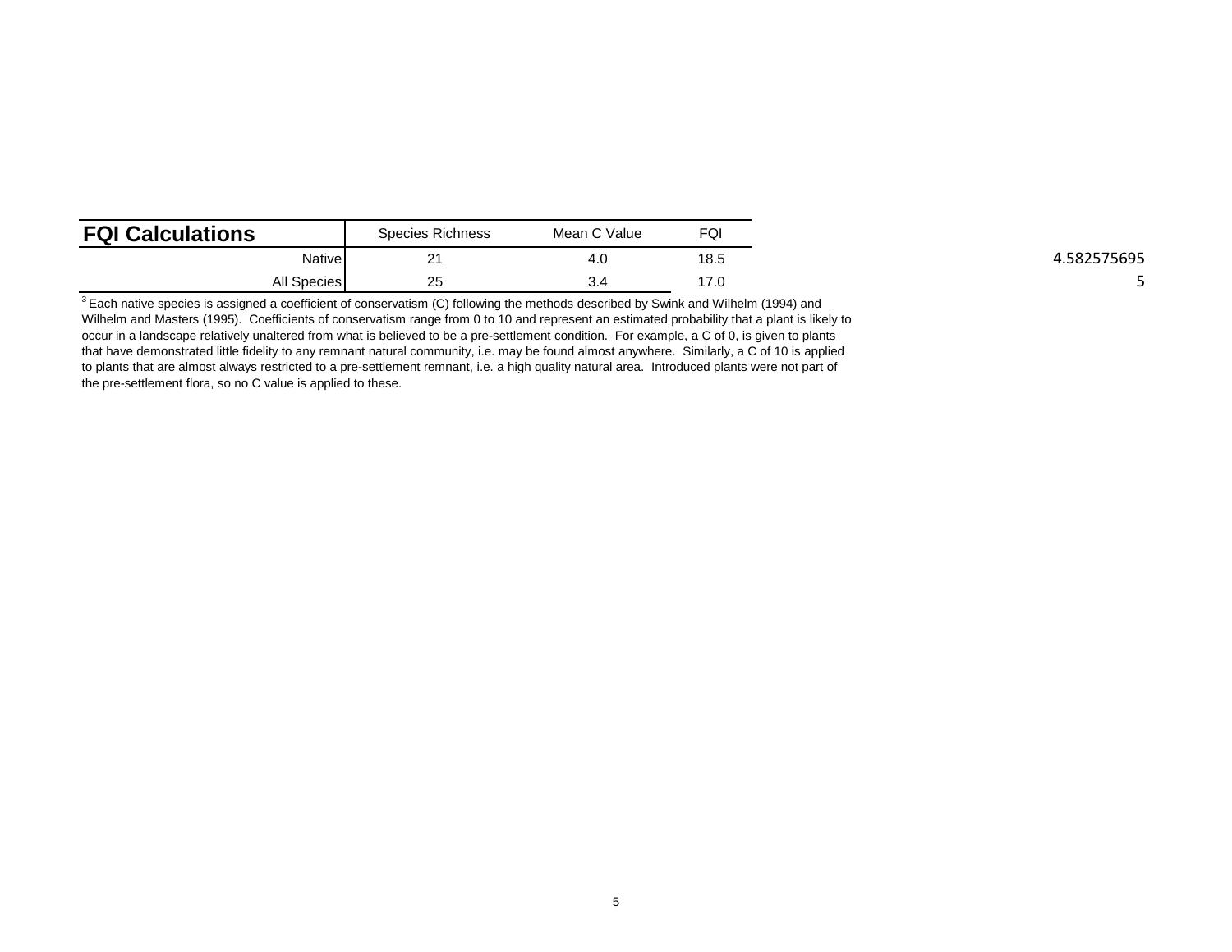| **FQI Calculations** | Species Richness | Mean C Value | FQI |
|---|---|---|---|
| Native | 21 | 4.0 | 18.5 |
| All Species | 25 | 3.4 | 17.0 |

4.582575695

5

[3] Each native species is assigned a coefficient of conservatism (C) following the methods described by Swink and Wilhelm (1994) and Wilhelm and Masters (1995). Coefficients of conservatism range from 0 to 10 and represent an estimated probability that a plant is likely to occur in a landscape relatively unaltered from what is believed to be a pre-settlement condition. For example, a C of 0, is given to plants that have demonstrated little fidelity to any remnant natural community, i.e. may be found almost anywhere. Similarly, a C of 10 is applied to plants that are almost always restricted to a pre-settlement remnant, i.e. a high quality natural area. Introduced plants were not part of the pre-settlement flora, so no C value is applied to these.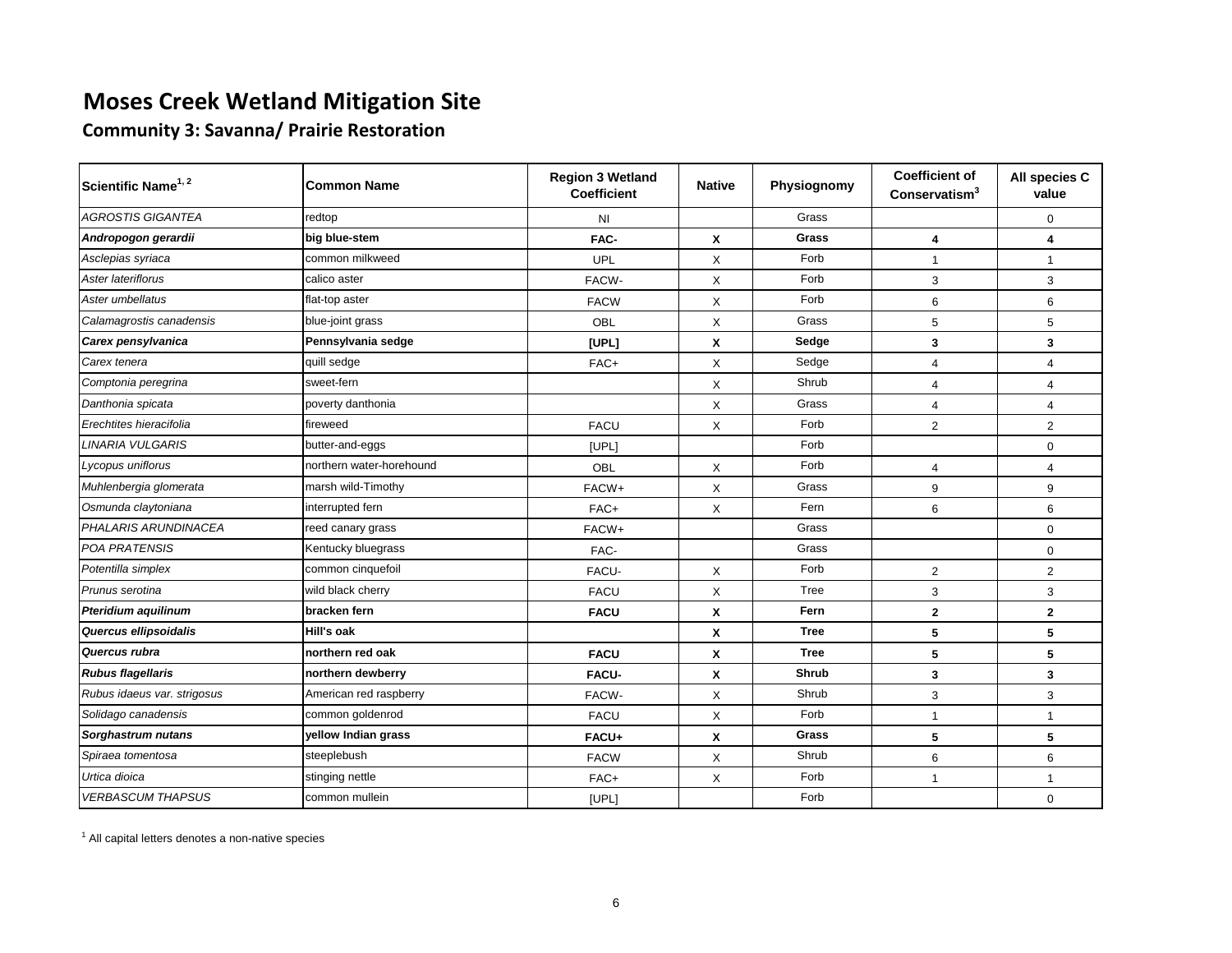# Moses Creek Wetland Mitigation Site

## Community 3: Savanna/ Prairie Restoration

| Scientific Name[1, 2] | Common Name | Region 3 Wetland Coefficient | Native | Physiognomy | Coefficient of Conservatism[3] | All species C value |
|---|---|---|---|---|---|---|
| *AGROSTIS GIGANTEA* | redtop | NI | | Grass | | 0 |
| ***Andropogon gerardii*** | **big blue-stem** | **FAC-** | **X** | **Grass** | **4** | **4** |
| *Asclepias syriaca* | common milkweed | UPL | X | Forb | 1 | 1 |
| *Aster lateriflorus* | calico aster | FACW- | X | Forb | 3 | 3 |
| *Aster umbellatus* | flat-top aster | FACW | X | Forb | 6 | 6 |
| *Calamagrostis canadensis* | blue-joint grass | OBL | X | Grass | 5 | 5 |
| ***Carex pensylvanica*** | **Pennsylvania sedge** | **[UPL]** | **X** | **Sedge** | **3** | **3** |
| *Carex tenera* | quill sedge | FAC+ | X | Sedge | 4 | 4 |
| *Comptonia peregrina* | sweet-fern | | X | Shrub | 4 | 4 |
| *Danthonia spicata* | poverty danthonia | | X | Grass | 4 | 4 |
| *Erechtites hieracifolia* | fireweed | FACU | X | Forb | 2 | 2 |
| *LINARIA VULGARIS* | butter-and-eggs | [UPL] | | Forb | | 0 |
| *Lycopus uniflorus* | northern water-horehound | OBL | X | Forb | 4 | 4 |
| *Muhlenbergia glomerata* | marsh wild-Timothy | FACW+ | X | Grass | 9 | 9 |
| *Osmunda claytoniana* | interrupted fern | FAC+ | X | Fern | 6 | 6 |
| *PHALARIS ARUNDINACEA* | reed canary grass | FACW+ | | Grass | | 0 |
| *POA PRATENSIS* | Kentucky bluegrass | FAC- | | Grass | | 0 |
| *Potentilla simplex* | common cinquefoil | FACU- | X | Forb | 2 | 2 |
| *Prunus serotina* | wild black cherry | FACU | X | Tree | 3 | 3 |
| ***Pteridium aquilinum*** | **bracken fern** | **FACU** | **X** | **Fern** | **2** | **2** |
| ***Quercus ellipsoidalis*** | **Hill's oak** | | **X** | **Tree** | **5** | **5** |
| ***Quercus rubra*** | **northern red oak** | **FACU** | **X** | **Tree** | **5** | **5** |
| ***Rubus flagellaris*** | **northern dewberry** | **FACU-** | **X** | **Shrub** | **3** | **3** |
| *Rubus idaeus var. strigosus* | American red raspberry | FACW- | X | Shrub | 3 | 3 |
| *Solidago canadensis* | common goldenrod | FACU | X | Forb | 1 | 1 |
| ***Sorghastrum nutans*** | **yellow Indian grass** | **FACU+** | **X** | **Grass** | **5** | **5** |
| *Spiraea tomentosa* | steeplebush | FACW | X | Shrub | 6 | 6 |
| *Urtica dioica* | stinging nettle | FAC+ | X | Forb | 1 | 1 |
| *VERBASCUM THAPSUS* | common mullein | [UPL] | | Forb | | 0 |

[1] All capital letters denotes a non-native species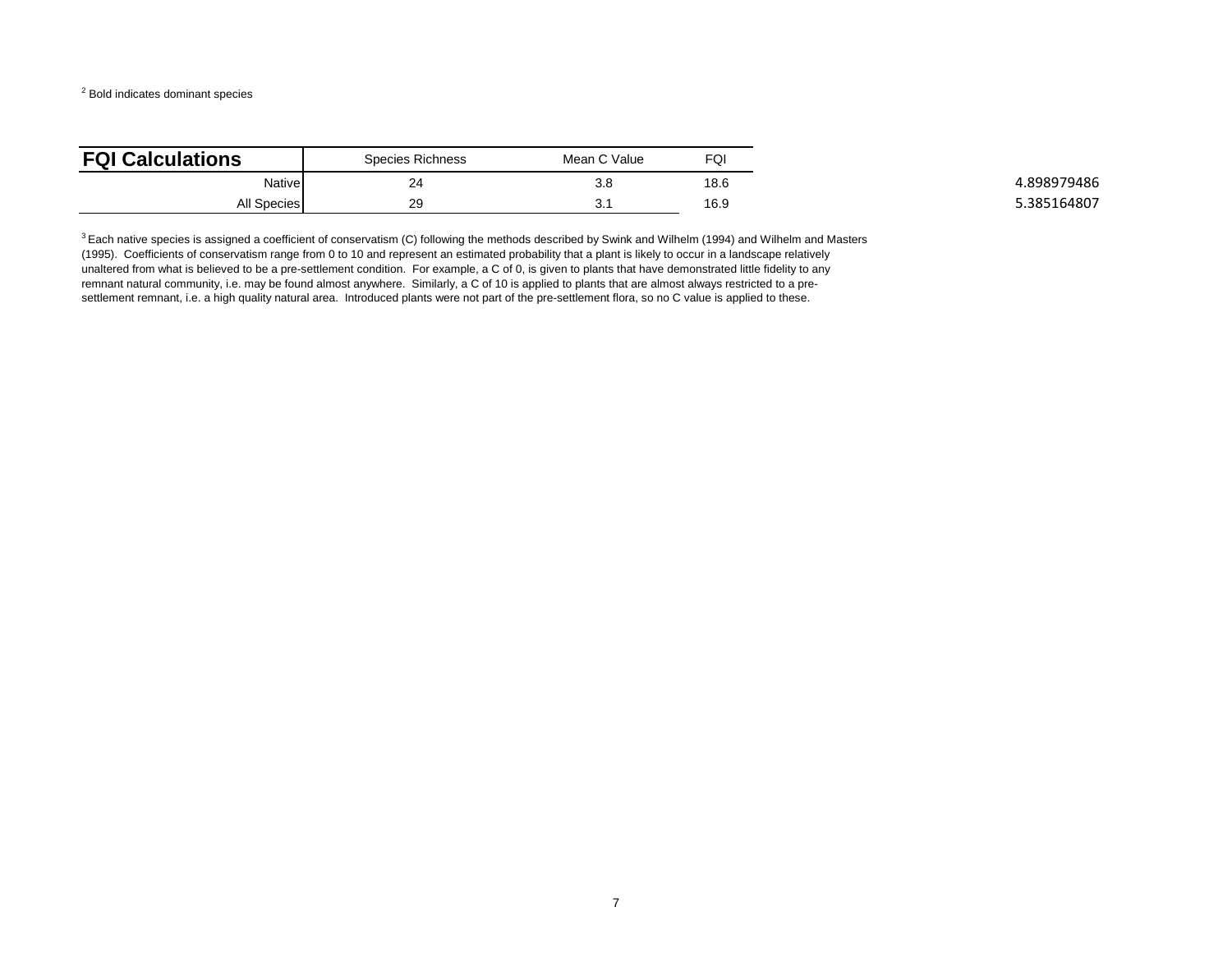[2] Bold indicates dominant species

| FQI Calculations | Species Richness | Mean C Value | FQI | |
|---|---|---|---|---|
| Native | 24 | 3.8 | 18.6 | 4.898979486 |
| All Species | 29 | 3.1 | 16.9 | 5.385164807 |

[3] Each native species is assigned a coefficient of conservatism (C) following the methods described by Swink and Wilhelm (1994) and Wilhelm and Masters (1995). Coefficients of conservatism range from 0 to 10 and represent an estimated probability that a plant is likely to occur in a landscape relatively unaltered from what is believed to be a pre-settlement condition. For example, a C of 0, is given to plants that have demonstrated little fidelity to any remnant natural community, i.e. may be found almost anywhere. Similarly, a C of 10 is applied to plants that are almost always restricted to a pre-settlement remnant, i.e. a high quality natural area. Introduced plants were not part of the pre-settlement flora, so no C value is applied to these.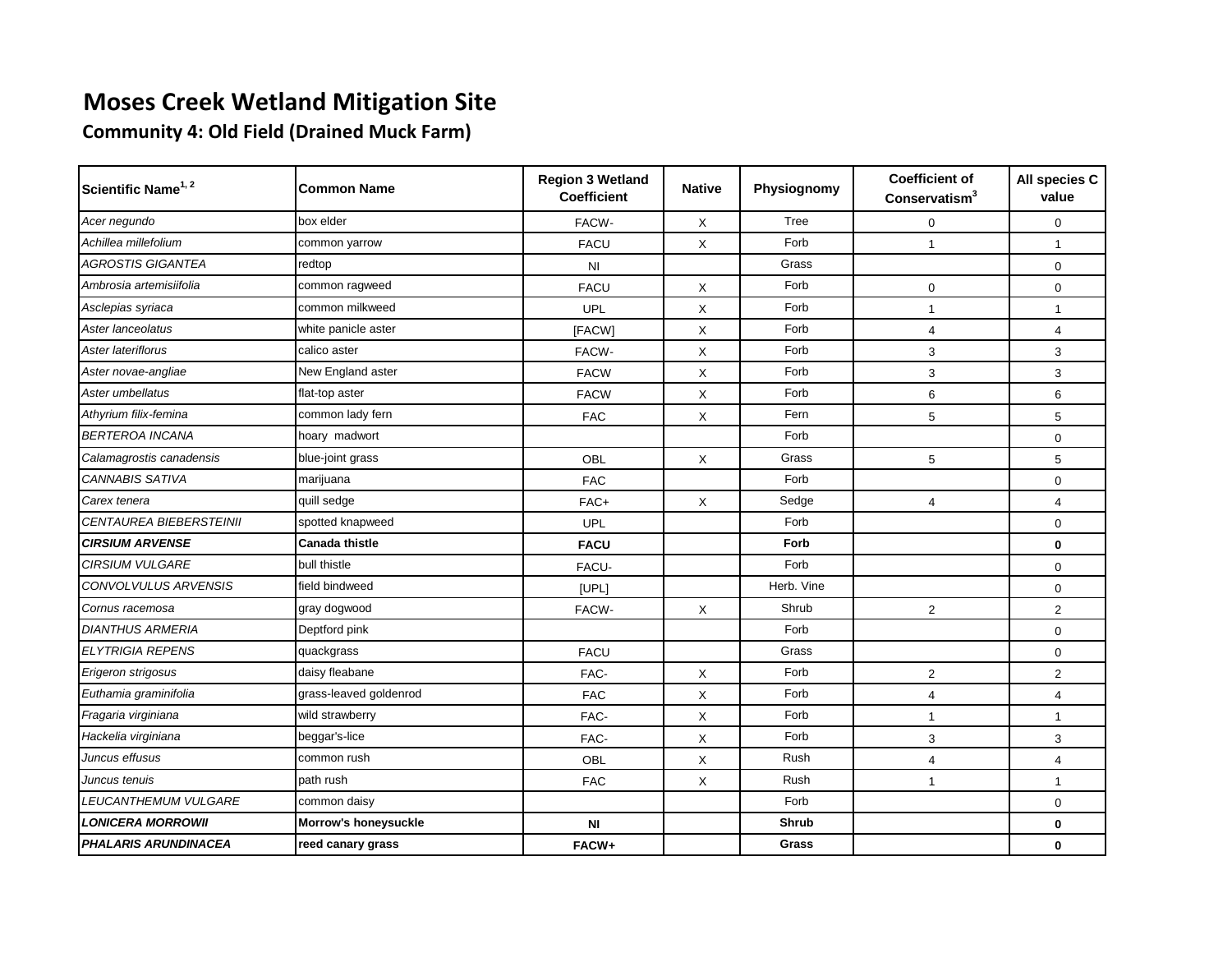# Moses Creek Wetland Mitigation Site

## Community 4: Old Field (Drained Muck Farm)

| Scientific Name[1, 2] | Common Name | Region 3 Wetland Coefficient | Native | Physiognomy | Coefficient of Conservatism[3] | All species C value |
|---|---|---|---|---|---|---|
| *Acer negundo* | box elder | FACW- | X | Tree | 0 | 0 |
| *Achillea millefolium* | common yarrow | FACU | X | Forb | 1 | 1 |
| *AGROSTIS GIGANTEA* | redtop | NI | | Grass | | 0 |
| *Ambrosia artemisiifolia* | common ragweed | FACU | X | Forb | 0 | 0 |
| *Asclepias syriaca* | common milkweed | UPL | X | Forb | 1 | 1 |
| *Aster lanceolatus* | white panicle aster | [FACW] | X | Forb | 4 | 4 |
| *Aster lateriflorus* | calico aster | FACW- | X | Forb | 3 | 3 |
| *Aster novae-angliae* | New England aster | FACW | X | Forb | 3 | 3 |
| *Aster umbellatus* | flat-top aster | FACW | X | Forb | 6 | 6 |
| *Athyrium filix-femina* | common lady fern | FAC | X | Fern | 5 | 5 |
| *BERTEROA INCANA* | hoary madwort | | | Forb | | 0 |
| *Calamagrostis canadensis* | blue-joint grass | OBL | X | Grass | 5 | 5 |
| *CANNABIS SATIVA* | marijuana | FAC | | Forb | | 0 |
| *Carex tenera* | quill sedge | FAC+ | X | Sedge | 4 | 4 |
| *CENTAUREA BIEBERSTEINII* | spotted knapweed | UPL | | Forb | | 0 |
| ***CIRSIUM ARVENSE*** | **Canada thistle** | **FACU** | | **Forb** | | **0** |
| *CIRSIUM VULGARE* | bull thistle | FACU- | | Forb | | 0 |
| *CONVOLVULUS ARVENSIS* | field bindweed | [UPL] | | Herb. Vine | | 0 |
| *Cornus racemosa* | gray dogwood | FACW- | X | Shrub | 2 | 2 |
| *DIANTHUS ARMERIA* | Deptford pink | | | Forb | | 0 |
| *ELYTRIGIA REPENS* | quackgrass | FACU | | Grass | | 0 |
| *Erigeron strigosus* | daisy fleabane | FAC- | X | Forb | 2 | 2 |
| *Euthamia graminifolia* | grass-leaved goldenrod | FAC | X | Forb | 4 | 4 |
| *Fragaria virginiana* | wild strawberry | FAC- | X | Forb | 1 | 1 |
| *Hackelia virginiana* | beggar's-lice | FAC- | X | Forb | 3 | 3 |
| *Juncus effusus* | common rush | OBL | X | Rush | 4 | 4 |
| *Juncus tenuis* | path rush | FAC | X | Rush | 1 | 1 |
| *LEUCANTHEMUM VULGARE* | common daisy | | | Forb | | 0 |
| ***LONICERA MORROWII*** | **Morrow's honeysuckle** | **NI** | | **Shrub** | | **0** |
| ***PHALARIS ARUNDINACEA*** | **reed canary grass** | **FACW+** | | **Grass** | | **0** |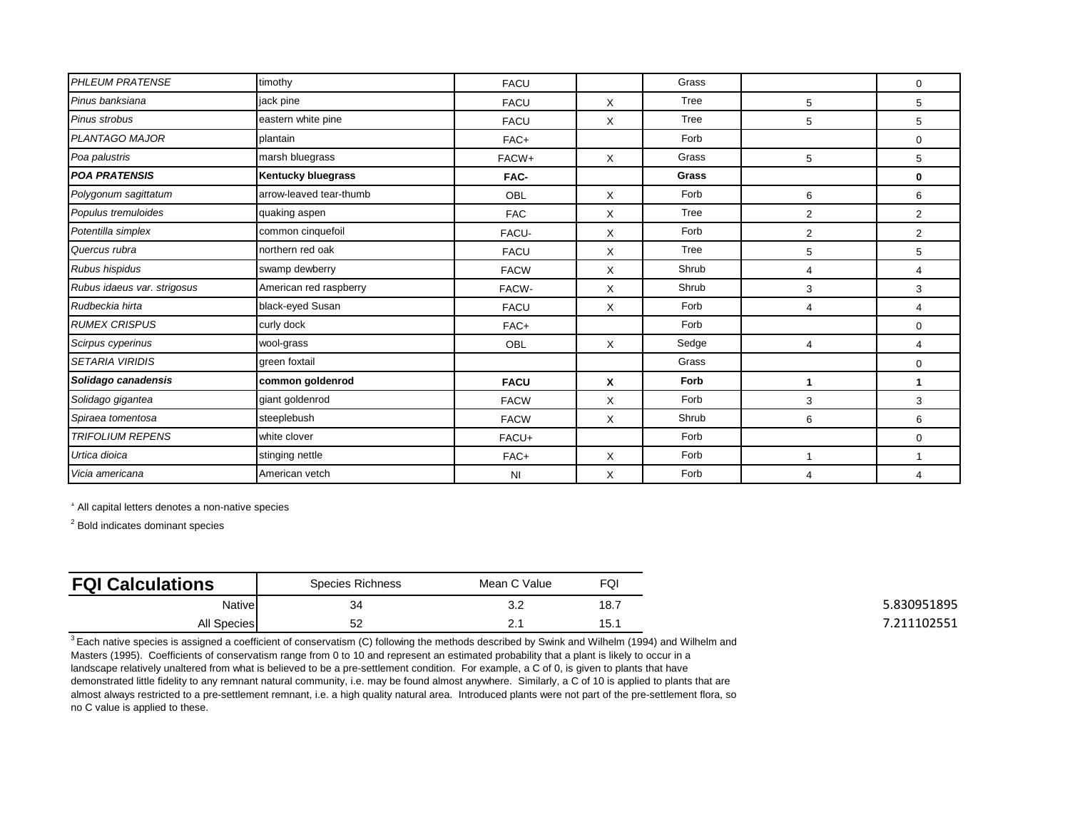| *PHLEUM PRATENSE* | timothy | FACU | | Grass | | 0 |
|---|---|---|---|---|---|---|
| *Pinus banksiana* | jack pine | FACU | X | Tree | 5 | 5 |
| *Pinus strobus* | eastern white pine | FACU | X | Tree | 5 | 5 |
| *PLANTAGO MAJOR* | plantain | FAC+ | | Forb | | 0 |
| *Poa palustris* | marsh bluegrass | FACW+ | X | Grass | 5 | 5 |
| ***POA PRATENSIS*** | **Kentucky bluegrass** | **FAC-** | | **Grass** | | **0** |
| *Polygonum sagittatum* | arrow-leaved tear-thumb | OBL | X | Forb | 6 | 6 |
| *Populus tremuloides* | quaking aspen | FAC | X | Tree | 2 | 2 |
| *Potentilla simplex* | common cinquefoil | FACU- | X | Forb | 2 | 2 |
| *Quercus rubra* | northern red oak | FACU | X | Tree | 5 | 5 |
| *Rubus hispidus* | swamp dewberry | FACW | X | Shrub | 4 | 4 |
| *Rubus idaeus var. strigosus* | American red raspberry | FACW- | X | Shrub | 3 | 3 |
| *Rudbeckia hirta* | black-eyed Susan | FACU | X | Forb | 4 | 4 |
| *RUMEX CRISPUS* | curly dock | FAC+ | | Forb | | 0 |
| *Scirpus cyperinus* | wool-grass | OBL | X | Sedge | 4 | 4 |
| *SETARIA VIRIDIS* | green foxtail | | | Grass | | 0 |
| ***Solidago canadensis*** | **common goldenrod** | **FACU** | **X** | **Forb** | **1** | **1** |
| *Solidago gigantea* | giant goldenrod | FACW | X | Forb | 3 | 3 |
| *Spiraea tomentosa* | steeplebush | FACW | X | Shrub | 6 | 6 |
| *TRIFOLIUM REPENS* | white clover | FACU+ | | Forb | | 0 |
| *Urtica dioica* | stinging nettle | FAC+ | X | Forb | 1 | 1 |
| *Vicia americana* | American vetch | NI | X | Forb | 4 | 4 |

[1] All capital letters denotes a non-native species

[2] Bold indicates dominant species

| **FQI Calculations** | Species Richness | Mean C Value | FQI | |
|---|---|---|---|---|
| Native | 34 | 3.2 | 18.7 | 5.830951895 |
| All Species | 52 | 2.1 | 15.1 | 7.211102551 |

[3] Each native species is assigned a coefficient of conservatism (C) following the methods described by Swink and Wilhelm (1994) and Wilhelm and Masters (1995). Coefficients of conservatism range from 0 to 10 and represent an estimated probability that a plant is likely to occur in a landscape relatively unaltered from what is believed to be a pre-settlement condition. For example, a C of 0, is given to plants that have demonstrated little fidelity to any remnant natural community, i.e. may be found almost anywhere. Similarly, a C of 10 is applied to plants that are almost always restricted to a pre-settlement remnant, i.e. a high quality natural area. Introduced plants were not part of the pre-settlement flora, so no C value is applied to these.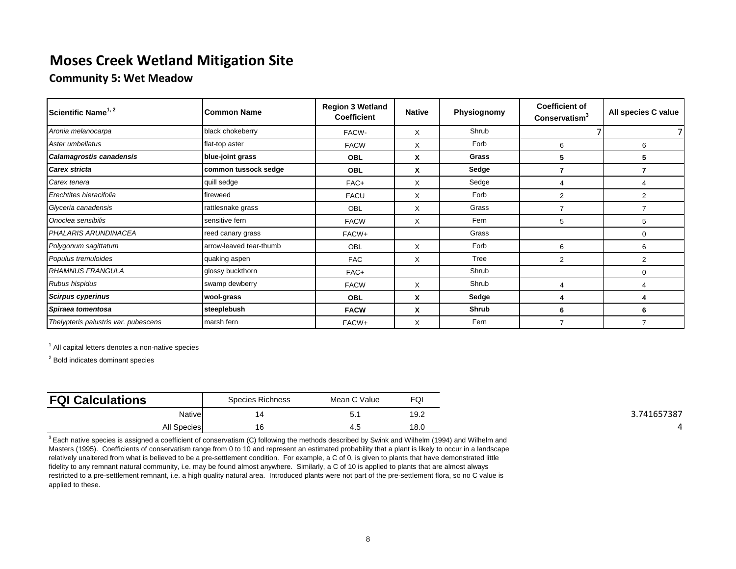# Moses Creek Wetland Mitigation Site

## Community 5: Wet Meadow

| Scientific Name[1, 2] | Common Name | Region 3 Wetland Coefficient | Native | Physiognomy | Coefficient of Conservatism[3] | All species C value |
|---|---|---|---|---|---|---|
| *Aronia melanocarpa* | black chokeberry | FACW- | X | Shrub | 7 | 7 |
| *Aster umbellatus* | flat-top aster | FACW | X | Forb | 6 | 6 |
| ***Calamagrostis canadensis*** | **blue-joint grass** | **OBL** | **X** | **Grass** | **5** | **5** |
| ***Carex stricta*** | **common tussock sedge** | **OBL** | **X** | **Sedge** | **7** | **7** |
| *Carex tenera* | quill sedge | FAC+ | X | Sedge | 4 | 4 |
| *Erechtites hieracifolia* | fireweed | FACU | X | Forb | 2 | 2 |
| *Glyceria canadensis* | rattlesnake grass | OBL | X | Grass | 7 | 7 |
| *Onoclea sensibilis* | sensitive fern | FACW | X | Fern | 5 | 5 |
| *PHALARIS ARUNDINACEA* | reed canary grass | FACW+ | | Grass | | 0 |
| *Polygonum sagittatum* | arrow-leaved tear-thumb | OBL | X | Forb | 6 | 6 |
| *Populus tremuloides* | quaking aspen | FAC | X | Tree | 2 | 2 |
| *RHAMNUS FRANGULA* | glossy buckthorn | FAC+ | | Shrub | | 0 |
| *Rubus hispidus* | swamp dewberry | FACW | X | Shrub | 4 | 4 |
| ***Scirpus cyperinus*** | **wool-grass** | **OBL** | **X** | **Sedge** | **4** | **4** |
| ***Spiraea tomentosa*** | **steeplebush** | **FACW** | **X** | **Shrub** | **6** | **6** |
| *Thelypteris palustris var. pubescens* | marsh fern | FACW+ | X | Fern | 7 | 7 |

[1] All capital letters denotes a non-native species

[2] Bold indicates dominant species

| FQI Calculations | Species Richness | Mean C Value | FQI |
|---|---|---|---|
| Native | 14 | 5.1 | 19.2 |
| All Species | 16 | 4.5 | 18.0 |

3.741657387

4

[3] Each native species is assigned a coefficient of conservatism (C) following the methods described by Swink and Wilhelm (1994) and Wilhelm and Masters (1995). Coefficients of conservatism range from 0 to 10 and represent an estimated probability that a plant is likely to occur in a landscape relatively unaltered from what is believed to be a pre-settlement condition. For example, a C of 0, is given to plants that have demonstrated little fidelity to any remnant natural community, i.e. may be found almost anywhere. Similarly, a C of 10 is applied to plants that are almost always restricted to a pre-settlement remnant, i.e. a high quality natural area. Introduced plants were not part of the pre-settlement flora, so no C value is applied to these.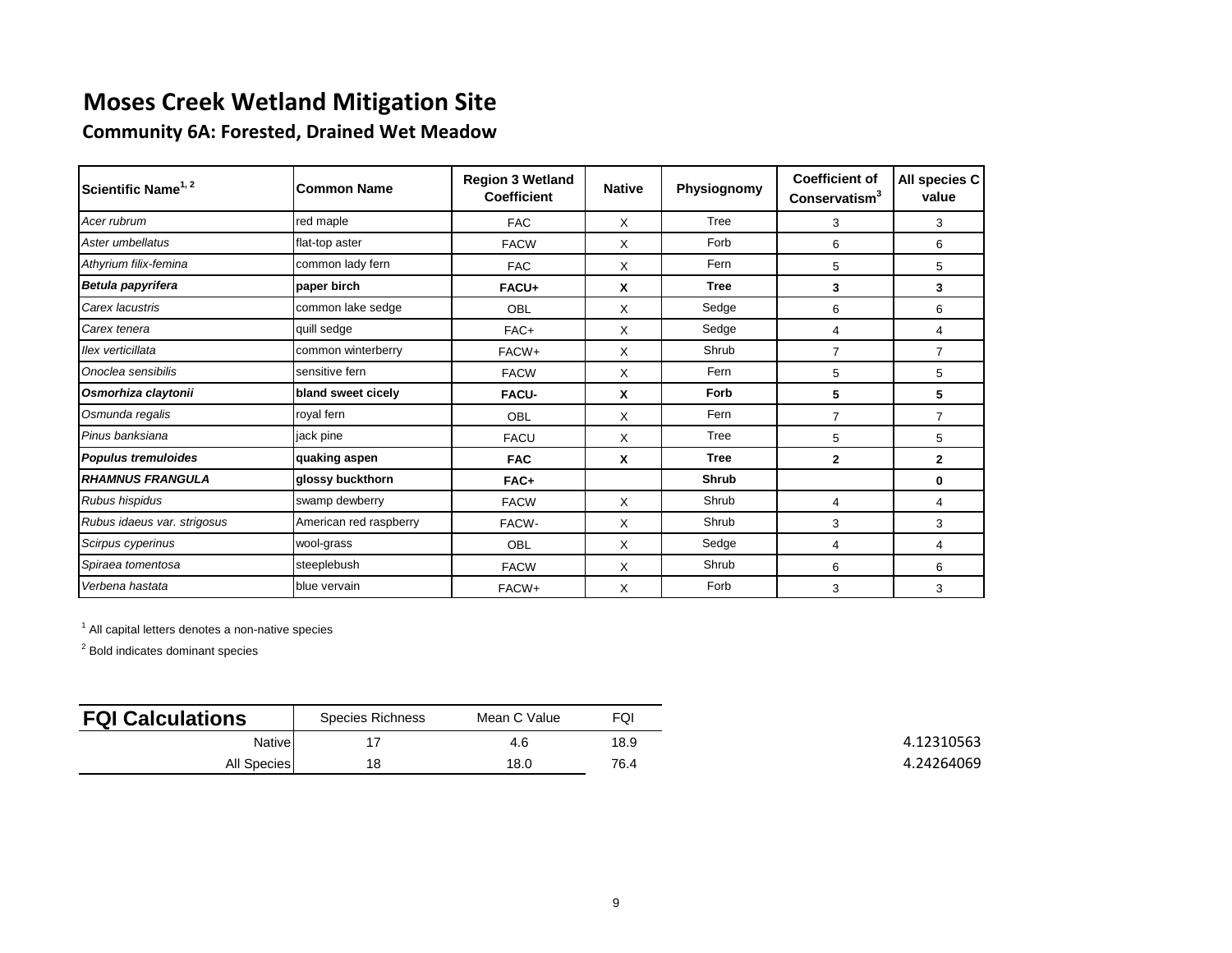# Moses Creek Wetland Mitigation Site

## Community 6A: Forested, Drained Wet Meadow

| Scientific Name[1, 2] | Common Name | Region 3 Wetland Coefficient | Native | Physiognomy | Coefficient of Conservatism[3] | All species C value |
|---|---|---|---|---|---|---|
| *Acer rubrum* | red maple | FAC | X | Tree | 3 | 3 |
| *Aster umbellatus* | flat-top aster | FACW | X | Forb | 6 | 6 |
| *Athyrium filix-femina* | common lady fern | FAC | X | Fern | 5 | 5 |
| ***Betula papyrifera*** | **paper birch** | **FACU+** | **X** | **Tree** | **3** | **3** |
| *Carex lacustris* | common lake sedge | OBL | X | Sedge | 6 | 6 |
| *Carex tenera* | quill sedge | FAC+ | X | Sedge | 4 | 4 |
| *Ilex verticillata* | common winterberry | FACW+ | X | Shrub | 7 | 7 |
| *Onoclea sensibilis* | sensitive fern | FACW | X | Fern | 5 | 5 |
| ***Osmorhiza claytonii*** | **bland sweet cicely** | **FACU-** | **X** | **Forb** | **5** | **5** |
| *Osmunda regalis* | royal fern | OBL | X | Fern | 7 | 7 |
| *Pinus banksiana* | jack pine | FACU | X | Tree | 5 | 5 |
| ***Populus tremuloides*** | **quaking aspen** | **FAC** | **X** | **Tree** | **2** | **2** |
| ***RHAMNUS FRANGULA*** | **glossy buckthorn** | **FAC+** | | **Shrub** | | **0** |
| *Rubus hispidus* | swamp dewberry | FACW | X | Shrub | 4 | 4 |
| *Rubus idaeus var. strigosus* | American red raspberry | FACW- | X | Shrub | 3 | 3 |
| *Scirpus cyperinus* | wool-grass | OBL | X | Sedge | 4 | 4 |
| *Spiraea tomentosa* | steeplebush | FACW | X | Shrub | 6 | 6 |
| *Verbena hastata* | blue vervain | FACW+ | X | Forb | 3 | 3 |

[1] All capital letters denotes a non-native species

[2] Bold indicates dominant species

| FQI Calculations | Species Richness | Mean C Value | FQI | |
|---|---|---|---|---|
| Native | 17 | 4.6 | 18.9 | 4.12310563 |
| All Species | 18 | 18.0 | 76.4 | 4.24264069 |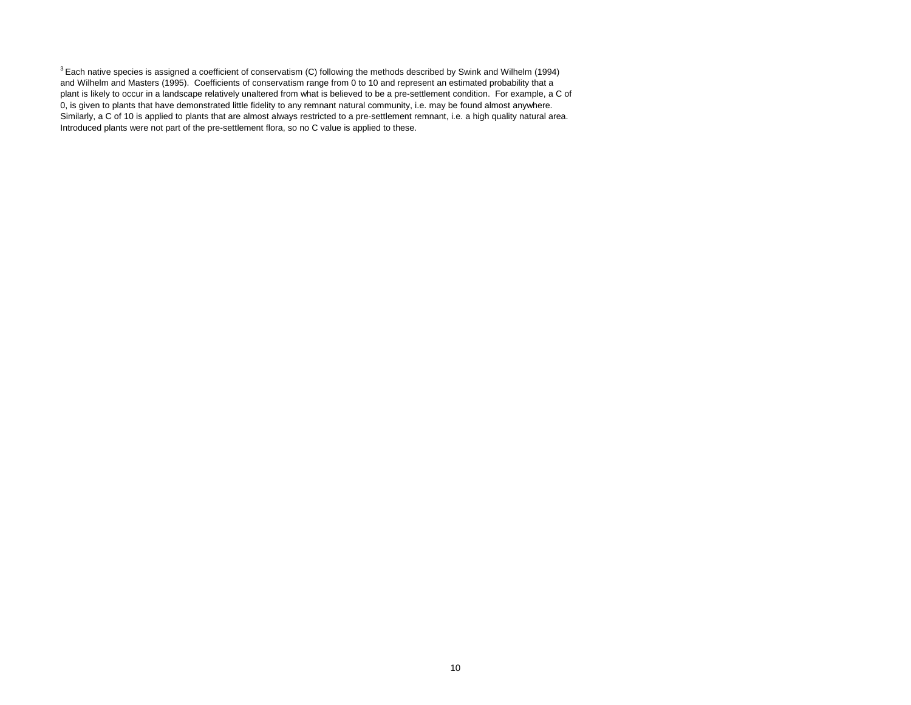[3] Each native species is assigned a coefficient of conservatism (C) following the methods described by Swink and Wilhelm (1994) and Wilhelm and Masters (1995). Coefficients of conservatism range from 0 to 10 and represent an estimated probability that a plant is likely to occur in a landscape relatively unaltered from what is believed to be a pre-settlement condition. For example, a C of 0, is given to plants that have demonstrated little fidelity to any remnant natural community, i.e. may be found almost anywhere. Similarly, a C of 10 is applied to plants that are almost always restricted to a pre-settlement remnant, i.e. a high quality natural area. Introduced plants were not part of the pre-settlement flora, so no C value is applied to these.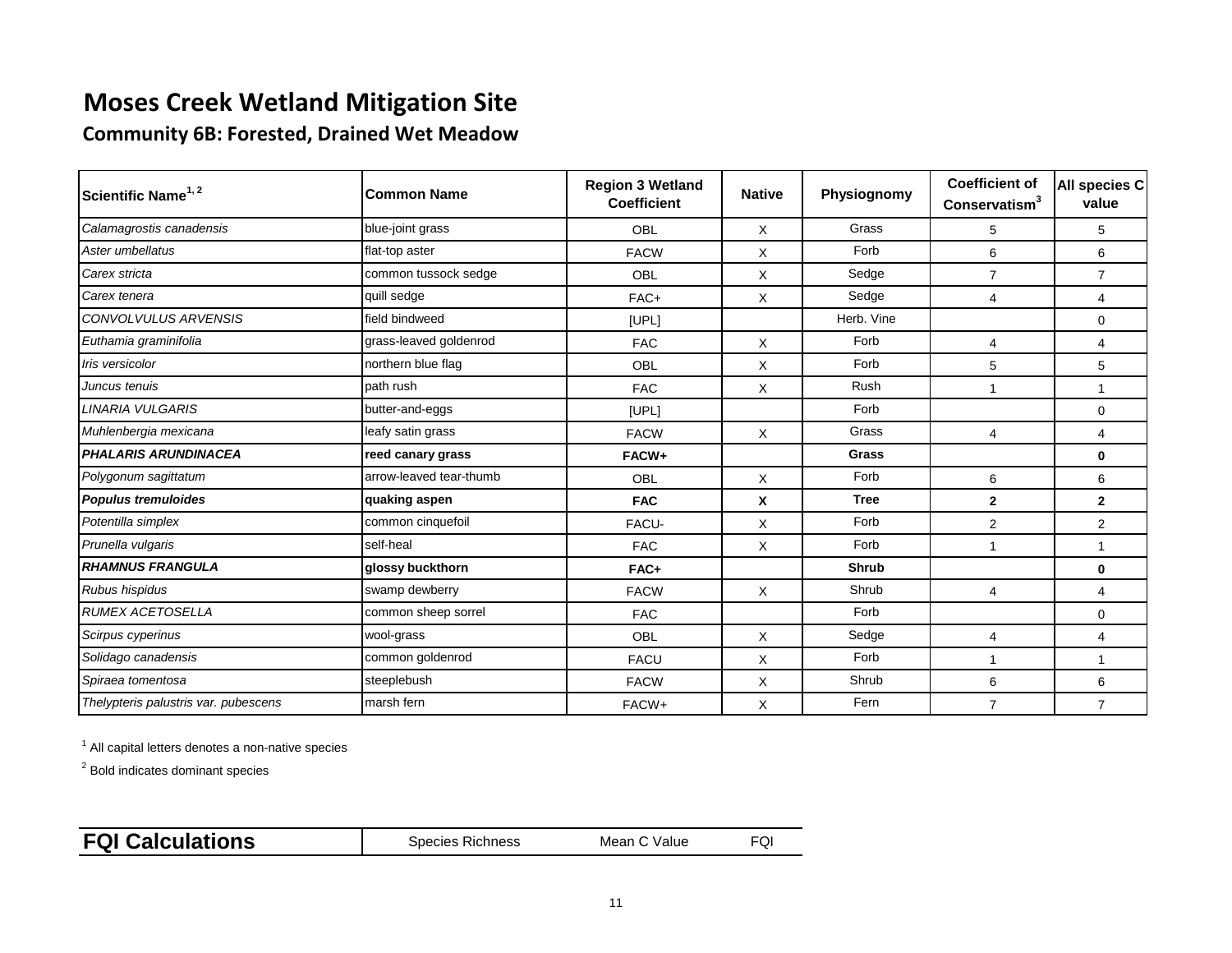# Moses Creek Wetland Mitigation Site

## Community 6B: Forested, Drained Wet Meadow

| Scientific Name[1, 2] | Common Name | Region 3 Wetland Coefficient | Native | Physiognomy | Coefficient of Conservatism[3] | All species C value |
|---|---|---|---|---|---|---|
| *Calamagrostis canadensis* | blue-joint grass | OBL | X | Grass | 5 | 5 |
| *Aster umbellatus* | flat-top aster | FACW | X | Forb | 6 | 6 |
| *Carex stricta* | common tussock sedge | OBL | X | Sedge | 7 | 7 |
| *Carex tenera* | quill sedge | FAC+ | X | Sedge | 4 | 4 |
| *CONVOLVULUS ARVENSIS* | field bindweed | [UPL] | | Herb. Vine | | 0 |
| *Euthamia graminifolia* | grass-leaved goldenrod | FAC | X | Forb | 4 | 4 |
| *Iris versicolor* | northern blue flag | OBL | X | Forb | 5 | 5 |
| *Juncus tenuis* | path rush | FAC | X | Rush | 1 | 1 |
| *LINARIA VULGARIS* | butter-and-eggs | [UPL] | | Forb | | 0 |
| *Muhlenbergia mexicana* | leafy satin grass | FACW | X | Grass | 4 | 4 |
| ***PHALARIS ARUNDINACEA*** | **reed canary grass** | **FACW+** | | **Grass** | | **0** |
| *Polygonum sagittatum* | arrow-leaved tear-thumb | OBL | X | Forb | 6 | 6 |
| ***Populus tremuloides*** | **quaking aspen** | **FAC** | **X** | **Tree** | **2** | **2** |
| *Potentilla simplex* | common cinquefoil | FACU- | X | Forb | 2 | 2 |
| *Prunella vulgaris* | self-heal | FAC | X | Forb | 1 | 1 |
| ***RHAMNUS FRANGULA*** | **glossy buckthorn** | **FAC+** | | **Shrub** | | **0** |
| *Rubus hispidus* | swamp dewberry | FACW | X | Shrub | 4 | 4 |
| *RUMEX ACETOSELLA* | common sheep sorrel | FAC | | Forb | | 0 |
| *Scirpus cyperinus* | wool-grass | OBL | X | Sedge | 4 | 4 |
| *Solidago canadensis* | common goldenrod | FACU | X | Forb | 1 | 1 |
| *Spiraea tomentosa* | steeplebush | FACW | X | Shrub | 6 | 6 |
| *Thelypteris palustris var. pubescens* | marsh fern | FACW+ | X | Fern | 7 | 7 |

[1] All capital letters denotes a non-native species

[2] Bold indicates dominant species

| FQI Calculations | Species Richness | Mean C Value | FQI |
|---|---|---|---|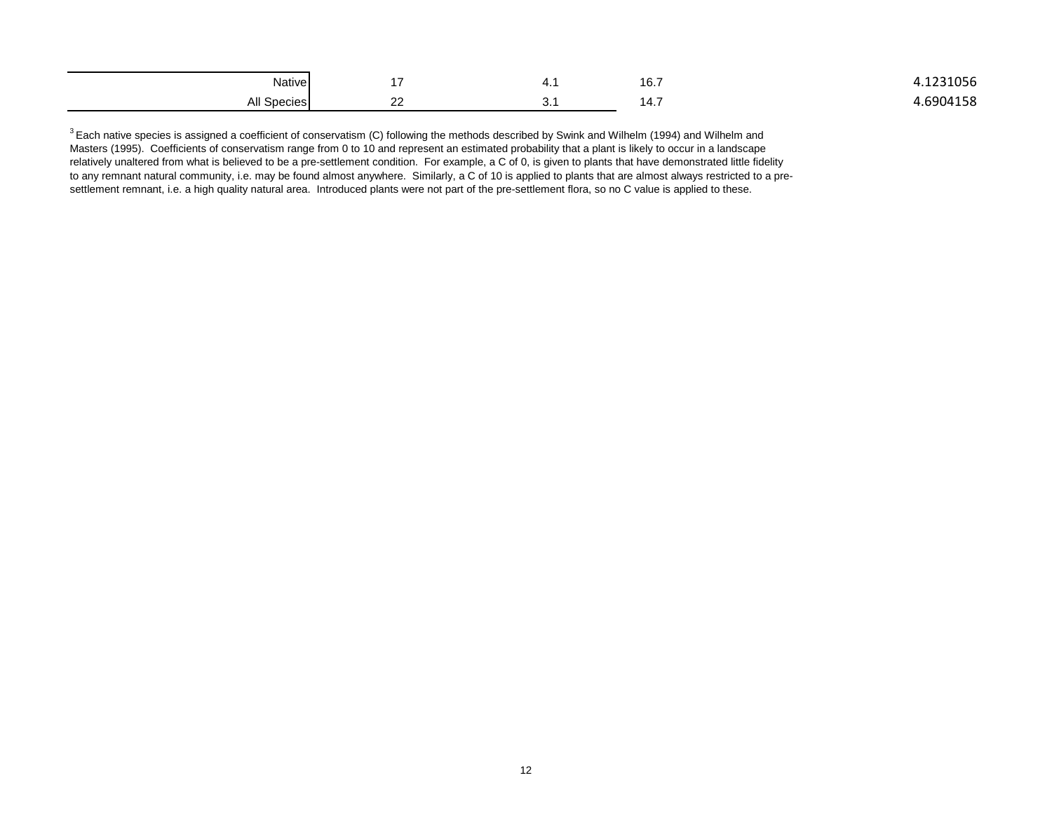| | | | | |
|---|---|---|---|---|
| Native | 17 | 4.1 | 16.7 | 4.1231056 |
| All Species | 22 | 3.1 | 14.7 | 4.6904158 |

[3] Each native species is assigned a coefficient of conservatism (C) following the methods described by Swink and Wilhelm (1994) and Wilhelm and Masters (1995). Coefficients of conservatism range from 0 to 10 and represent an estimated probability that a plant is likely to occur in a landscape relatively unaltered from what is believed to be a pre-settlement condition. For example, a C of 0, is given to plants that have demonstrated little fidelity to any remnant natural community, i.e. may be found almost anywhere. Similarly, a C of 10 is applied to plants that are almost always restricted to a pre-settlement remnant, i.e. a high quality natural area. Introduced plants were not part of the pre-settlement flora, so no C value is applied to these.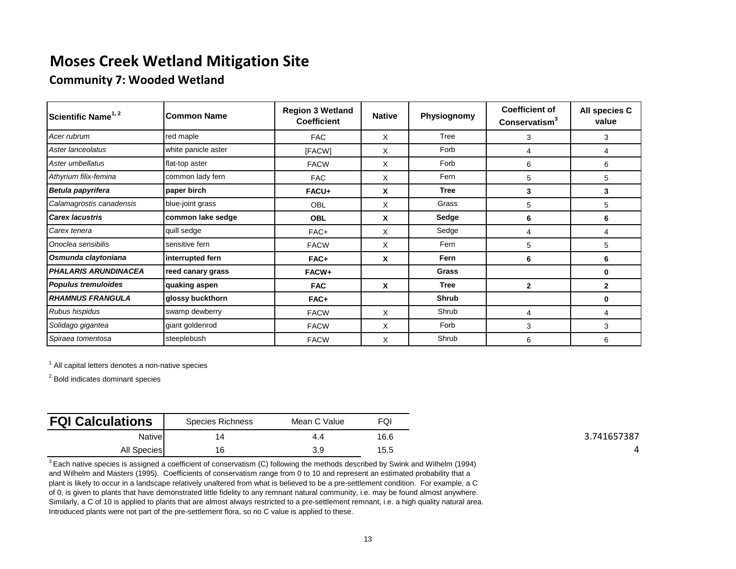# Moses Creek Wetland Mitigation Site

## Community 7: Wooded Wetland

| Scientific Name[1,2] | Common Name | Region 3 Wetland Coefficient | Native | Physiognomy | Coefficient of Conservatism[3] | All species C value |
|---|---|---|---|---|---|---|
| *Acer rubrum* | red maple | FAC | X | Tree | 3 | 3 |
| *Aster lanceolatus* | white panicle aster | [FACW] | X | Forb | 4 | 4 |
| *Aster umbellatus* | flat-top aster | FACW | X | Forb | 6 | 6 |
| *Athyrium filix-femina* | common lady fern | FAC | X | Fern | 5 | 5 |
| ***Betula papyrifera*** | **paper birch** | **FACU+** | **X** | **Tree** | **3** | **3** |
| *Calamagrostis canadensis* | blue-joint grass | OBL | X | Grass | 5 | 5 |
| ***Carex lacustris*** | **common lake sedge** | **OBL** | **X** | **Sedge** | **6** | **6** |
| *Carex tenera* | quill sedge | FAC+ | X | Sedge | 4 | 4 |
| *Onoclea sensibilis* | sensitive fern | FACW | X | Fern | 5 | 5 |
| ***Osmunda claytoniana*** | **interrupted fern** | **FAC+** | **X** | **Fern** | **6** | **6** |
| ***PHALARIS ARUNDINACEA*** | **reed canary grass** | **FACW+** | | **Grass** | | **0** |
| ***Populus tremuloides*** | **quaking aspen** | **FAC** | **X** | **Tree** | **2** | **2** |
| ***RHAMNUS FRANGULA*** | **glossy buckthorn** | **FAC+** | | **Shrub** | | **0** |
| *Rubus hispidus* | swamp dewberry | FACW | X | Shrub | 4 | 4 |
| *Solidago gigantea* | giant goldenrod | FACW | X | Forb | 3 | 3 |
| *Spiraea tomentosa* | steeplebush | FACW | X | Shrub | 6 | 6 |

[1] All capital letters denotes a non-native species

[2] Bold indicates dominant species

| FQI Calculations | Species Richness | Mean C Value | FQI | |
|---|---|---|---|---|
| Native | 14 | 4.4 | 16.6 | 3.741657387 |
| All Species | 16 | 3.9 | 15.5 | 4 |

[3] Each native species is assigned a coefficient of conservatism (C) following the methods described by Swink and Wilhelm (1994) and Wilhelm and Masters (1995). Coefficients of conservatism range from 0 to 10 and represent an estimated probability that a plant is likely to occur in a landscape relatively unaltered from what is believed to be a pre-settlement condition. For example, a C of 0, is given to plants that have demonstrated little fidelity to any remnant natural community, i.e. may be found almost anywhere. Similarly, a C of 10 is applied to plants that are almost always restricted to a pre-settlement remnant, i.e. a high quality natural area. Introduced plants were not part of the pre-settlement flora, so no C value is applied to these.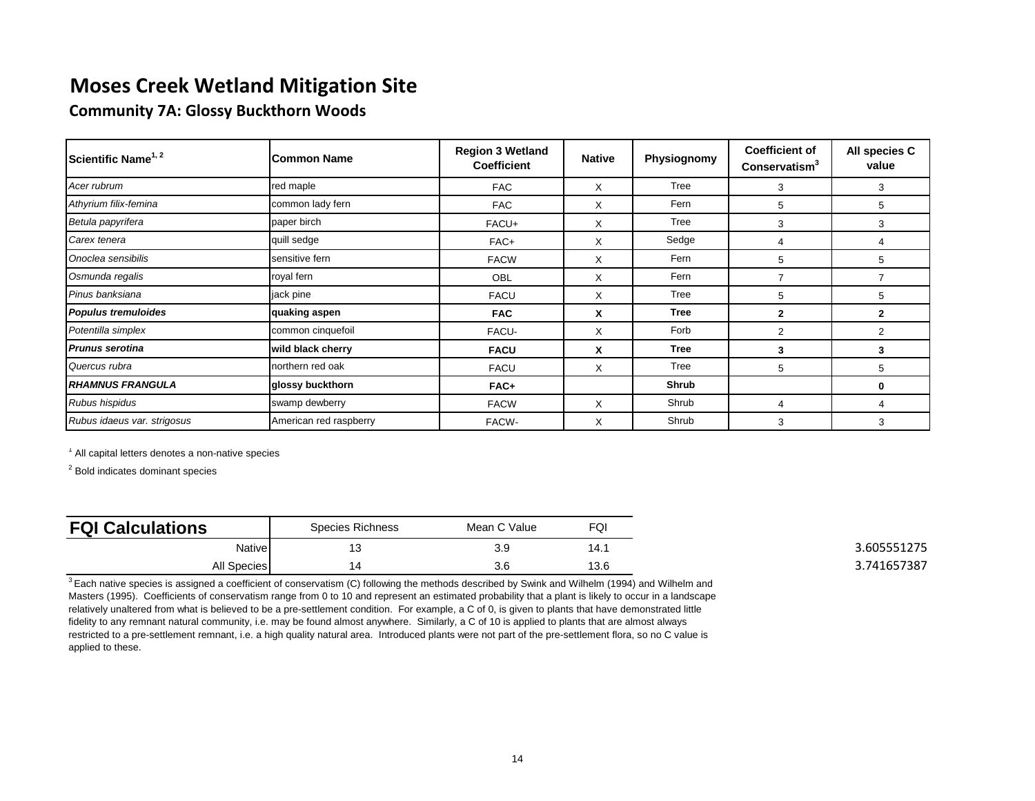# Moses Creek Wetland Mitigation Site

## Community 7A: Glossy Buckthorn Woods

| Scientific Name[1, 2] | Common Name | Region 3 Wetland Coefficient | Native | Physiognomy | Coefficient of Conservatism[3] | All species C value |
|---|---|---|---|---|---|---|
| *Acer rubrum* | red maple | FAC | X | Tree | 3 | 3 |
| *Athyrium filix-femina* | common lady fern | FAC | X | Fern | 5 | 5 |
| *Betula papyrifera* | paper birch | FACU+ | X | Tree | 3 | 3 |
| *Carex tenera* | quill sedge | FAC+ | X | Sedge | 4 | 4 |
| *Onoclea sensibilis* | sensitive fern | FACW | X | Fern | 5 | 5 |
| *Osmunda regalis* | royal fern | OBL | X | Fern | 7 | 7 |
| *Pinus banksiana* | jack pine | FACU | X | Tree | 5 | 5 |
| ***Populus tremuloides*** | **quaking aspen** | **FAC** | **X** | **Tree** | **2** | **2** |
| *Potentilla simplex* | common cinquefoil | FACU- | X | Forb | 2 | 2 |
| ***Prunus serotina*** | **wild black cherry** | **FACU** | **X** | **Tree** | **3** | **3** |
| *Quercus rubra* | northern red oak | FACU | X | Tree | 5 | 5 |
| ***RHAMNUS FRANGULA*** | **glossy buckthorn** | **FAC+** | | **Shrub** | | **0** |
| *Rubus hispidus* | swamp dewberry | FACW | X | Shrub | 4 | 4 |
| *Rubus idaeus var. strigosus* | American red raspberry | FACW- | X | Shrub | 3 | 3 |

[1] All capital letters denotes a non-native species

[2] Bold indicates dominant species

| FQI Calculations | Species Richness | Mean C Value | FQI | |
|---|---|---|---|---|
| Native | 13 | 3.9 | 14.1 | 3.605551275 |
| All Species | 14 | 3.6 | 13.6 | 3.741657387 |

[3] Each native species is assigned a coefficient of conservatism (C) following the methods described by Swink and Wilhelm (1994) and Wilhelm and Masters (1995). Coefficients of conservatism range from 0 to 10 and represent an estimated probability that a plant is likely to occur in a landscape relatively unaltered from what is believed to be a pre-settlement condition. For example, a C of 0, is given to plants that have demonstrated little fidelity to any remnant natural community, i.e. may be found almost anywhere. Similarly, a C of 10 is applied to plants that are almost always restricted to a pre-settlement remnant, i.e. a high quality natural area. Introduced plants were not part of the pre-settlement flora, so no C value is applied to these.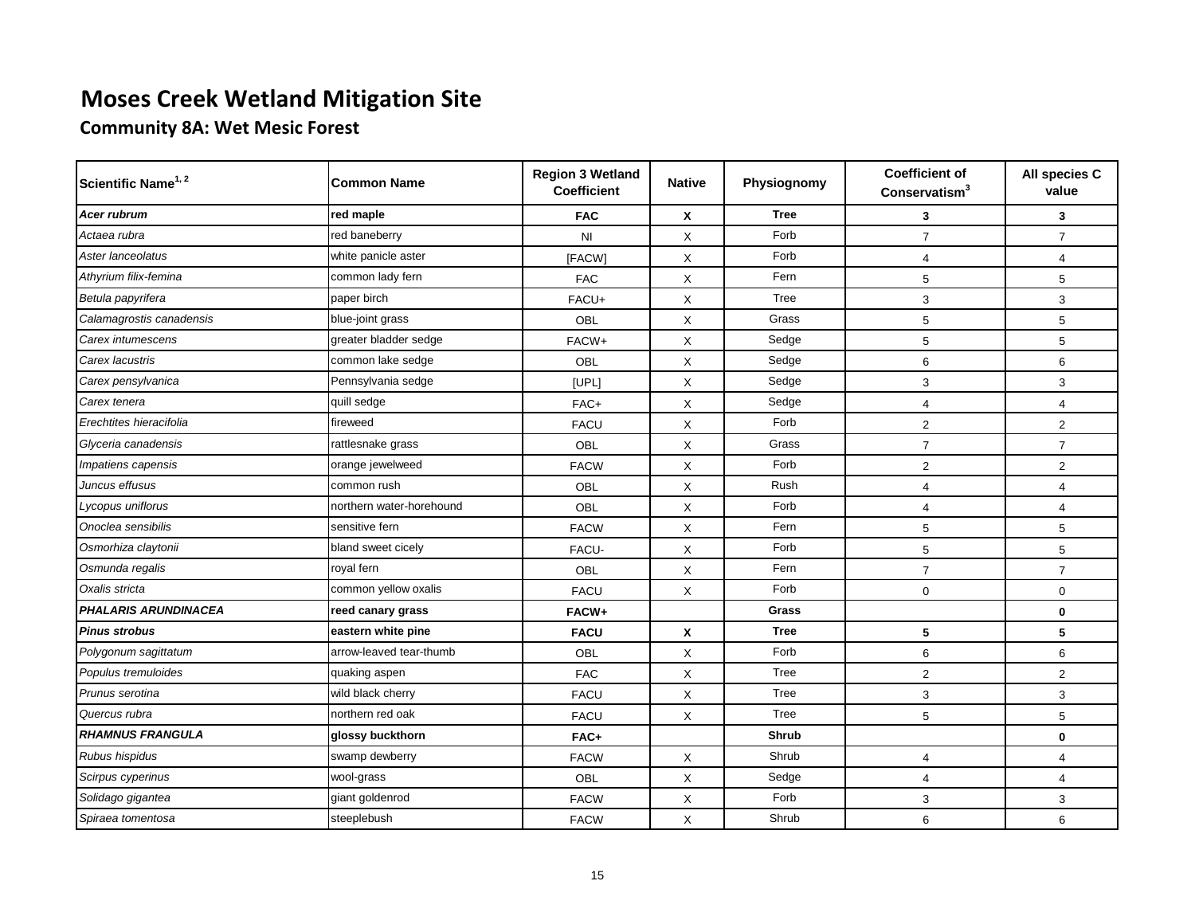# Moses Creek Wetland Mitigation Site

## Community 8A: Wet Mesic Forest

| Scientific Name[1, 2] | Common Name | Region 3 Wetland Coefficient | Native | Physiognomy | Coefficient of Conservatism[3] | All species C value |
|---|---|---|---|---|---|---|
| ***Acer rubrum*** | **red maple** | **FAC** | **X** | **Tree** | **3** | **3** |
| *Actaea rubra* | red baneberry | NI | X | Forb | 7 | 7 |
| *Aster lanceolatus* | white panicle aster | [FACW] | X | Forb | 4 | 4 |
| *Athyrium filix-femina* | common lady fern | FAC | X | Fern | 5 | 5 |
| *Betula papyrifera* | paper birch | FACU+ | X | Tree | 3 | 3 |
| *Calamagrostis canadensis* | blue-joint grass | OBL | X | Grass | 5 | 5 |
| *Carex intumescens* | greater bladder sedge | FACW+ | X | Sedge | 5 | 5 |
| *Carex lacustris* | common lake sedge | OBL | X | Sedge | 6 | 6 |
| *Carex pensylvanica* | Pennsylvania sedge | [UPL] | X | Sedge | 3 | 3 |
| *Carex tenera* | quill sedge | FAC+ | X | Sedge | 4 | 4 |
| *Erechtites hieracifolia* | fireweed | FACU | X | Forb | 2 | 2 |
| *Glyceria canadensis* | rattlesnake grass | OBL | X | Grass | 7 | 7 |
| *Impatiens capensis* | orange jewelweed | FACW | X | Forb | 2 | 2 |
| *Juncus effusus* | common rush | OBL | X | Rush | 4 | 4 |
| *Lycopus uniflorus* | northern water-horehound | OBL | X | Forb | 4 | 4 |
| *Onoclea sensibilis* | sensitive fern | FACW | X | Fern | 5 | 5 |
| *Osmorhiza claytonii* | bland sweet cicely | FACU- | X | Forb | 5 | 5 |
| *Osmunda regalis* | royal fern | OBL | X | Fern | 7 | 7 |
| *Oxalis stricta* | common yellow oxalis | FACU | X | Forb | 0 | 0 |
| ***PHALARIS ARUNDINACEA*** | **reed canary grass** | **FACW+** | | **Grass** | | **0** |
| ***Pinus strobus*** | **eastern white pine** | **FACU** | **X** | **Tree** | **5** | **5** |
| *Polygonum sagittatum* | arrow-leaved tear-thumb | OBL | X | Forb | 6 | 6 |
| *Populus tremuloides* | quaking aspen | FAC | X | Tree | 2 | 2 |
| *Prunus serotina* | wild black cherry | FACU | X | Tree | 3 | 3 |
| *Quercus rubra* | northern red oak | FACU | X | Tree | 5 | 5 |
| ***RHAMNUS FRANGULA*** | **glossy buckthorn** | **FAC+** | | **Shrub** | | **0** |
| *Rubus hispidus* | swamp dewberry | FACW | X | Shrub | 4 | 4 |
| *Scirpus cyperinus* | wool-grass | OBL | X | Sedge | 4 | 4 |
| *Solidago gigantea* | giant goldenrod | FACW | X | Forb | 3 | 3 |
| *Spiraea tomentosa* | steeplebush | FACW | X | Shrub | 6 | 6 |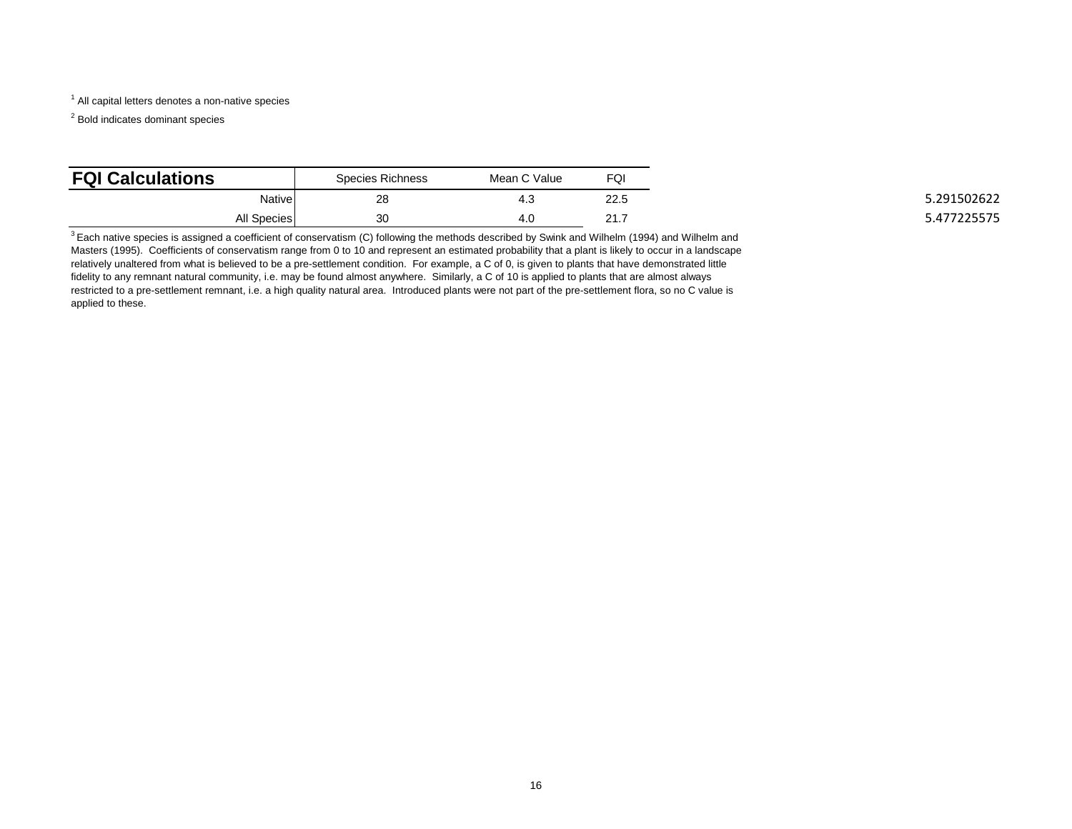[1] All capital letters denotes a non-native species

[2] Bold indicates dominant species

| **FQI Calculations** | Species Richness | Mean C Value | FQI | |
|---|---|---|---|---|
| Native | 28 | 4.3 | 22.5 | 5.291502622 |
| All Species | 30 | 4.0 | 21.7 | 5.477225575 |

[3] Each native species is assigned a coefficient of conservatism (C) following the methods described by Swink and Wilhelm (1994) and Wilhelm and Masters (1995). Coefficients of conservatism range from 0 to 10 and represent an estimated probability that a plant is likely to occur in a landscape relatively unaltered from what is believed to be a pre-settlement condition. For example, a C of 0, is given to plants that have demonstrated little fidelity to any remnant natural community, i.e. may be found almost anywhere. Similarly, a C of 10 is applied to plants that are almost always restricted to a pre-settlement remnant, i.e. a high quality natural area. Introduced plants were not part of the pre-settlement flora, so no C value is applied to these.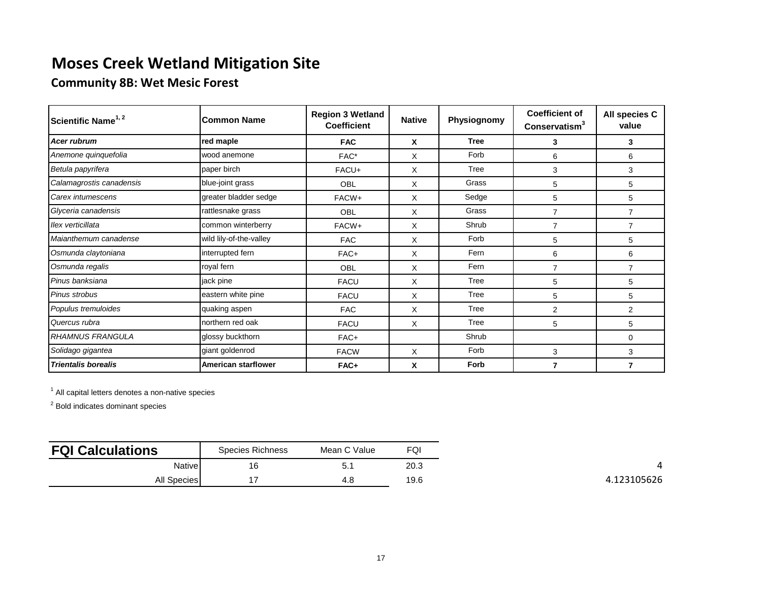# Moses Creek Wetland Mitigation Site

## Community 8B: Wet Mesic Forest

| Scientific Name[1, 2] | Common Name | Region 3 Wetland Coefficient | Native | Physiognomy | Coefficient of Conservatism[3] | All species C value |
|---|---|---|---|---|---|---|
| ***Acer rubrum*** | **red maple** | **FAC** | **X** | **Tree** | **3** | **3** |
| *Anemone quinquefolia* | wood anemone | FAC* | X | Forb | 6 | 6 |
| *Betula papyrifera* | paper birch | FACU+ | X | Tree | 3 | 3 |
| *Calamagrostis canadensis* | blue-joint grass | OBL | X | Grass | 5 | 5 |
| *Carex intumescens* | greater bladder sedge | FACW+ | X | Sedge | 5 | 5 |
| *Glyceria canadensis* | rattlesnake grass | OBL | X | Grass | 7 | 7 |
| *Ilex verticillata* | common winterberry | FACW+ | X | Shrub | 7 | 7 |
| *Maianthemum canadense* | wild lily-of-the-valley | FAC | X | Forb | 5 | 5 |
| *Osmunda claytoniana* | interrupted fern | FAC+ | X | Fern | 6 | 6 |
| *Osmunda regalis* | royal fern | OBL | X | Fern | 7 | 7 |
| *Pinus banksiana* | jack pine | FACU | X | Tree | 5 | 5 |
| *Pinus strobus* | eastern white pine | FACU | X | Tree | 5 | 5 |
| *Populus tremuloides* | quaking aspen | FAC | X | Tree | 2 | 2 |
| *Quercus rubra* | northern red oak | FACU | X | Tree | 5 | 5 |
| *RHAMNUS FRANGULA* | glossy buckthorn | FAC+ | | Shrub | | 0 |
| *Solidago gigantea* | giant goldenrod | FACW | X | Forb | 3 | 3 |
| ***Trientalis borealis*** | **American starflower** | **FAC+** | **X** | **Forb** | **7** | **7** |

[1] All capital letters denotes a non-native species

[2] Bold indicates dominant species

| FQI Calculations | Species Richness | Mean C Value | FQI | |
|---|---|---|---|---|
| Native | 16 | 5.1 | 20.3 | 4 |
| All Species | 17 | 4.8 | 19.6 | 4.123105626 |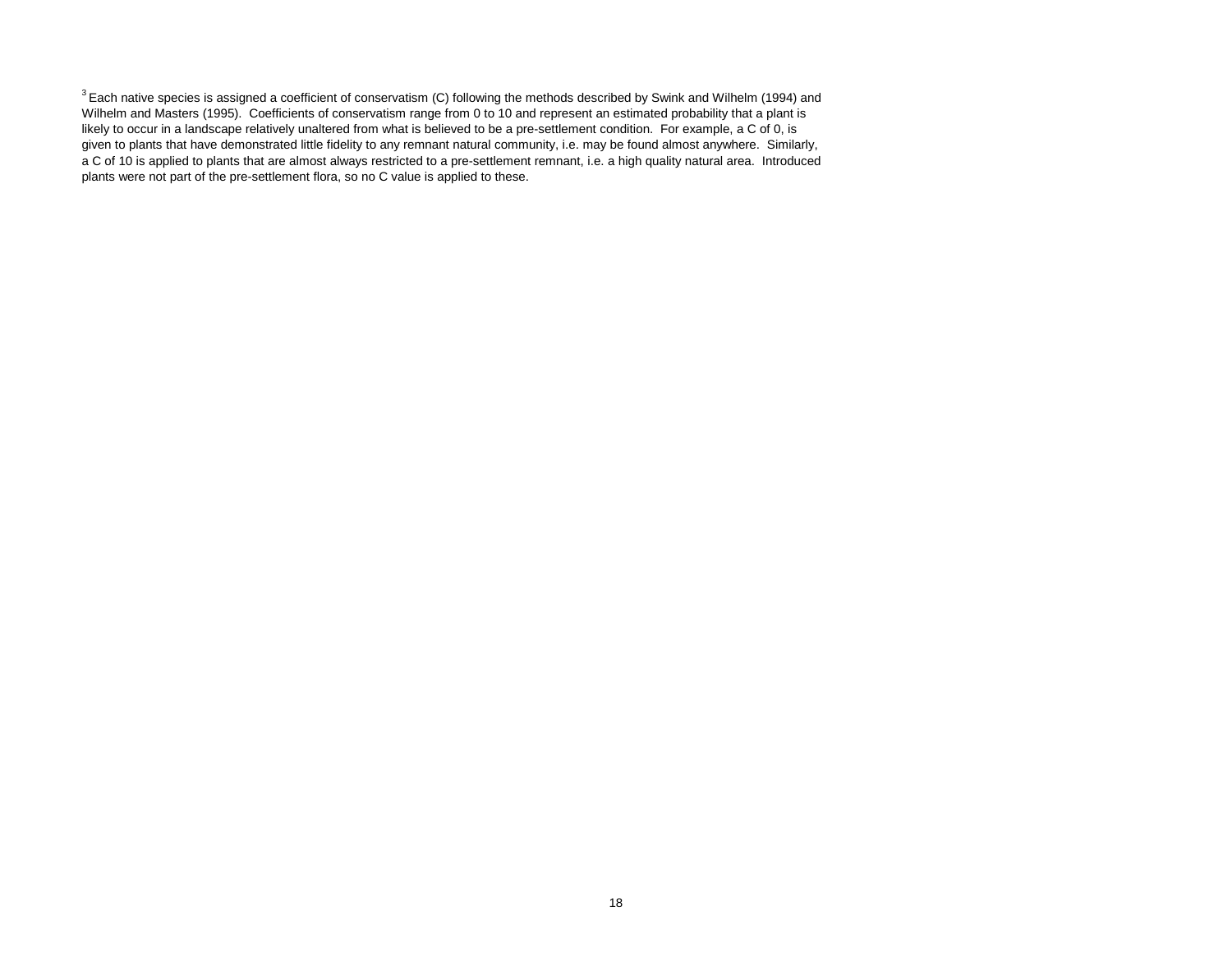[3] Each native species is assigned a coefficient of conservatism (C) following the methods described by Swink and Wilhelm (1994) and Wilhelm and Masters (1995). Coefficients of conservatism range from 0 to 10 and represent an estimated probability that a plant is likely to occur in a landscape relatively unaltered from what is believed to be a pre-settlement condition. For example, a C of 0, is given to plants that have demonstrated little fidelity to any remnant natural community, i.e. may be found almost anywhere. Similarly, a C of 10 is applied to plants that are almost always restricted to a pre-settlement remnant, i.e. a high quality natural area. Introduced plants were not part of the pre-settlement flora, so no C value is applied to these.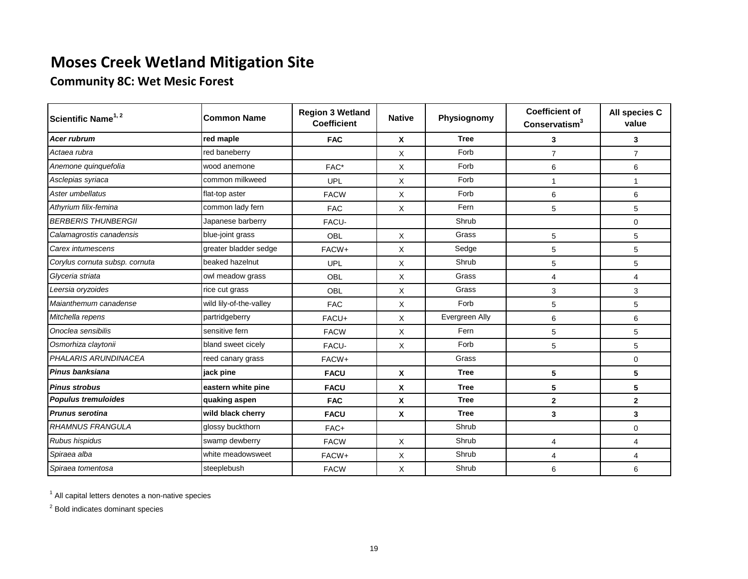# Moses Creek Wetland Mitigation Site

## Community 8C: Wet Mesic Forest

| Scientific Name[1, 2] | Common Name | Region 3 Wetland Coefficient | Native | Physiognomy | Coefficient of Conservatism[3] | All species C value |
|---|---|---|---|---|---|---|
| ***Acer rubrum*** | **red maple** | **FAC** | **X** | **Tree** | **3** | **3** |
| *Actaea rubra* | red baneberry | | X | Forb | 7 | 7 |
| *Anemone quinquefolia* | wood anemone | FAC* | X | Forb | 6 | 6 |
| *Asclepias syriaca* | common milkweed | UPL | X | Forb | 1 | 1 |
| *Aster umbellatus* | flat-top aster | FACW | X | Forb | 6 | 6 |
| *Athyrium filix-femina* | common lady fern | FAC | X | Fern | 5 | 5 |
| *BERBERIS THUNBERGII* | Japanese barberry | FACU- | | Shrub | | 0 |
| *Calamagrostis canadensis* | blue-joint grass | OBL | X | Grass | 5 | 5 |
| *Carex intumescens* | greater bladder sedge | FACW+ | X | Sedge | 5 | 5 |
| *Corylus cornuta subsp. cornuta* | beaked hazelnut | UPL | X | Shrub | 5 | 5 |
| *Glyceria striata* | owl meadow grass | OBL | X | Grass | 4 | 4 |
| *Leersia oryzoides* | rice cut grass | OBL | X | Grass | 3 | 3 |
| *Maianthemum canadense* | wild lily-of-the-valley | FAC | X | Forb | 5 | 5 |
| *Mitchella repens* | partridgeberry | FACU+ | X | Evergreen Ally | 6 | 6 |
| *Onoclea sensibilis* | sensitive fern | FACW | X | Fern | 5 | 5 |
| *Osmorhiza claytonii* | bland sweet cicely | FACU- | X | Forb | 5 | 5 |
| *PHALARIS ARUNDINACEA* | reed canary grass | FACW+ | | Grass | | 0 |
| ***Pinus banksiana*** | **jack pine** | **FACU** | **X** | **Tree** | **5** | **5** |
| ***Pinus strobus*** | **eastern white pine** | **FACU** | **X** | **Tree** | **5** | **5** |
| ***Populus tremuloides*** | **quaking aspen** | **FAC** | **X** | **Tree** | **2** | **2** |
| ***Prunus serotina*** | **wild black cherry** | **FACU** | **X** | **Tree** | **3** | **3** |
| *RHAMNUS FRANGULA* | glossy buckthorn | FAC+ | | Shrub | | 0 |
| *Rubus hispidus* | swamp dewberry | FACW | X | Shrub | 4 | 4 |
| *Spiraea alba* | white meadowsweet | FACW+ | X | Shrub | 4 | 4 |
| *Spiraea tomentosa* | steeplebush | FACW | X | Shrub | 6 | 6 |

[1] All capital letters denotes a non-native species

[2] Bold indicates dominant species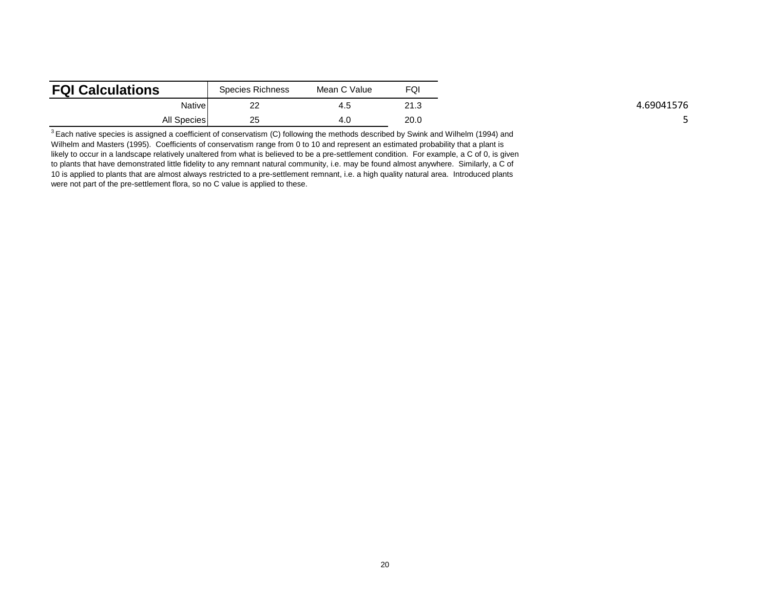| FQI Calculations | Species Richness | Mean C Value | FQI |
|---|---|---|---|
| Native | 22 | 4.5 | 21.3 |
| All Species | 25 | 4.0 | 20.0 |

4.69041576

5

[3] Each native species is assigned a coefficient of conservatism (C) following the methods described by Swink and Wilhelm (1994) and Wilhelm and Masters (1995). Coefficients of conservatism range from 0 to 10 and represent an estimated probability that a plant is likely to occur in a landscape relatively unaltered from what is believed to be a pre-settlement condition. For example, a C of 0, is given to plants that have demonstrated little fidelity to any remnant natural community, i.e. may be found almost anywhere. Similarly, a C of 10 is applied to plants that are almost always restricted to a pre-settlement remnant, i.e. a high quality natural area. Introduced plants were not part of the pre-settlement flora, so no C value is applied to these.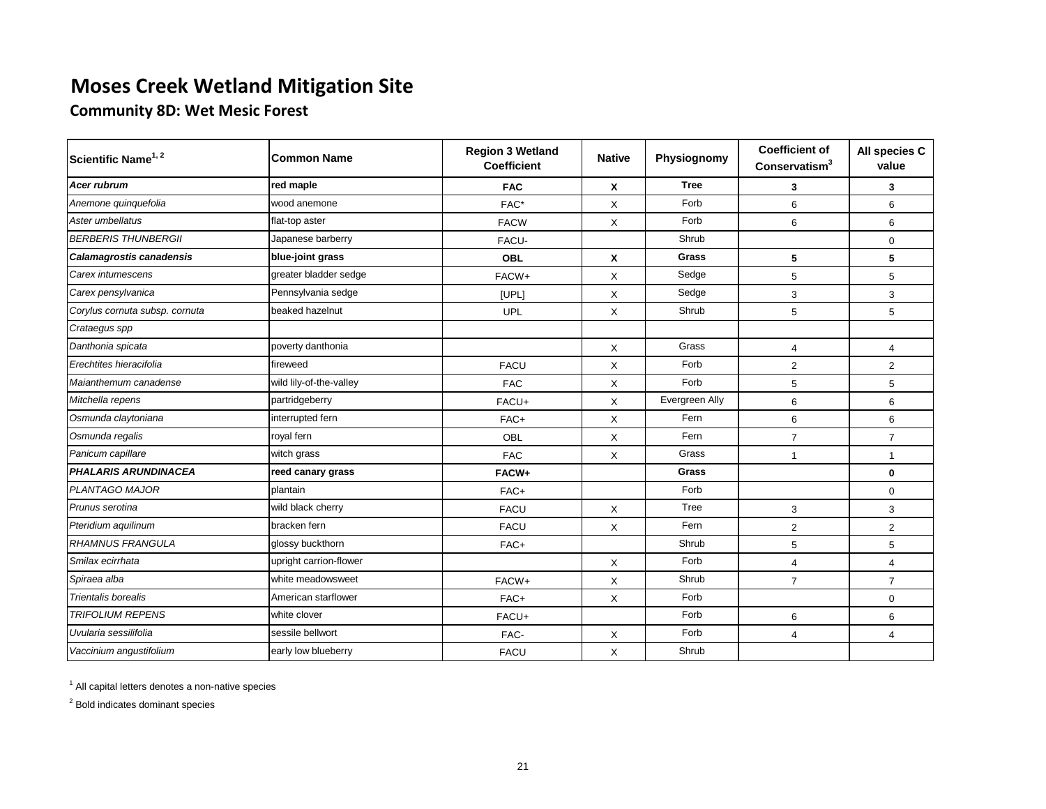# Moses Creek Wetland Mitigation Site

## Community 8D: Wet Mesic Forest

| Scientific Name[1, 2] | Common Name | Region 3 Wetland Coefficient | Native | Physiognomy | Coefficient of Conservatism[3] | All species C value |
|---|---|---|---|---|---|---|
| ***Acer rubrum*** | **red maple** | **FAC** | **X** | **Tree** | **3** | **3** |
| *Anemone quinquefolia* | wood anemone | FAC* | X | Forb | 6 | 6 |
| *Aster umbellatus* | flat-top aster | FACW | X | Forb | 6 | 6 |
| *BERBERIS THUNBERGII* | Japanese barberry | FACU- | | Shrub | | 0 |
| ***Calamagrostis canadensis*** | **blue-joint grass** | **OBL** | **X** | **Grass** | **5** | **5** |
| *Carex intumescens* | greater bladder sedge | FACW+ | X | Sedge | 5 | 5 |
| *Carex pensylvanica* | Pennsylvania sedge | [UPL] | X | Sedge | 3 | 3 |
| *Corylus cornuta subsp. cornuta* | beaked hazelnut | UPL | X | Shrub | 5 | 5 |
| *Crataegus spp* | | | | | | |
| *Danthonia spicata* | poverty danthonia | | X | Grass | 4 | 4 |
| *Erechtites hieracifolia* | fireweed | FACU | X | Forb | 2 | 2 |
| *Maianthemum canadense* | wild lily-of-the-valley | FAC | X | Forb | 5 | 5 |
| *Mitchella repens* | partridgeberry | FACU+ | X | Evergreen Ally | 6 | 6 |
| *Osmunda claytoniana* | interrupted fern | FAC+ | X | Fern | 6 | 6 |
| *Osmunda regalis* | royal fern | OBL | X | Fern | 7 | 7 |
| *Panicum capillare* | witch grass | FAC | X | Grass | 1 | 1 |
| ***PHALARIS ARUNDINACEA*** | **reed canary grass** | **FACW+** | | **Grass** | | **0** |
| *PLANTAGO MAJOR* | plantain | FAC+ | | Forb | | 0 |
| *Prunus serotina* | wild black cherry | FACU | X | Tree | 3 | 3 |
| *Pteridium aquilinum* | bracken fern | FACU | X | Fern | 2 | 2 |
| *RHAMNUS FRANGULA* | glossy buckthorn | FAC+ | | Shrub | 5 | 5 |
| *Smilax ecirrhata* | upright carrion-flower | | X | Forb | 4 | 4 |
| *Spiraea alba* | white meadowsweet | FACW+ | X | Shrub | 7 | 7 |
| *Trientalis borealis* | American starflower | FAC+ | X | Forb | | 0 |
| *TRIFOLIUM REPENS* | white clover | FACU+ | | Forb | 6 | 6 |
| *Uvularia sessilifolia* | sessile bellwort | FAC- | X | Forb | 4 | 4 |
| *Vaccinium angustifolium* | early low blueberry | FACU | X | Shrub | | |

[1] All capital letters denotes a non-native species

[2] Bold indicates dominant species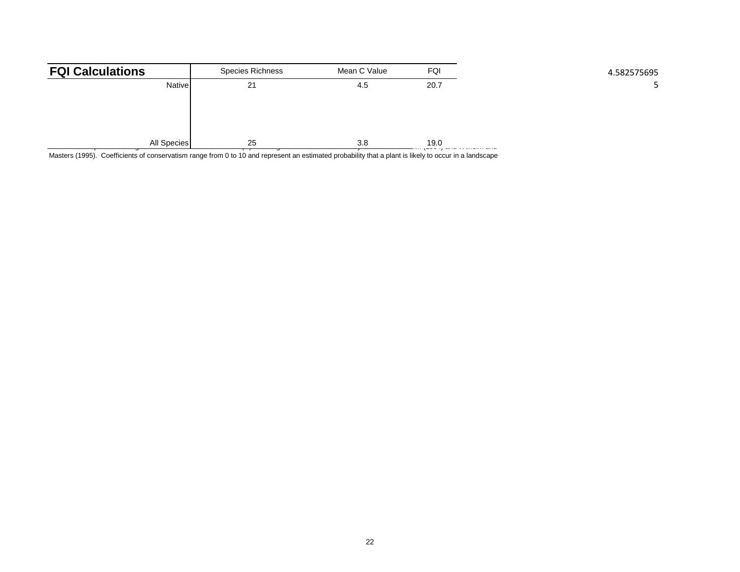| FQI Calculations | Species Richness | Mean C Value | FQI |
|---|---|---|---|
| Native | 21 | 4.5 | 20.7 |
| All Species | 25 | 3.8 | 19.0 |

4.582575695

5

Masters (1995). Coefficients of conservatism range from 0 to 10 and represent an estimated probability that a plant is likely to occur in a landscape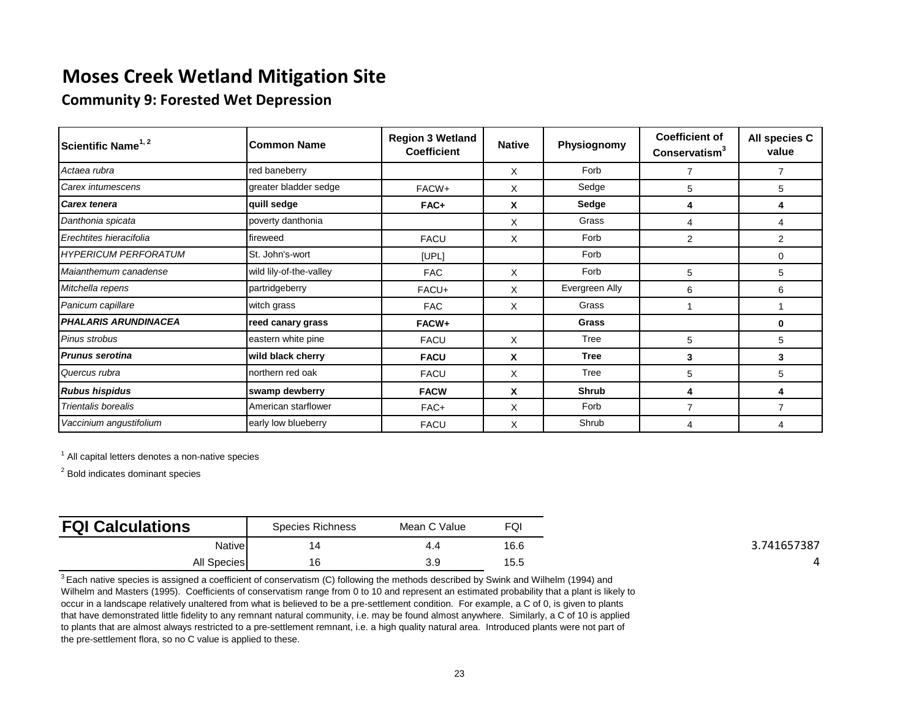# Moses Creek Wetland Mitigation Site

## Community 9: Forested Wet Depression

| Scientific Name[1, 2] | Common Name | Region 3 Wetland Coefficient | Native | Physiognomy | Coefficient of Conservatism[3] | All species C value |
|---|---|---|---|---|---|---|
| *Actaea rubra* | red baneberry | | X | Forb | 7 | 7 |
| *Carex intumescens* | greater bladder sedge | FACW+ | X | Sedge | 5 | 5 |
| ***Carex tenera*** | **quill sedge** | **FAC+** | **X** | **Sedge** | **4** | **4** |
| *Danthonia spicata* | poverty danthonia | | X | Grass | 4 | 4 |
| *Erechtites hieracifolia* | fireweed | FACU | X | Forb | 2 | 2 |
| *HYPERICUM PERFORATUM* | St. John's-wort | [UPL] | | Forb | | 0 |
| *Maianthemum canadense* | wild lily-of-the-valley | FAC | X | Forb | 5 | 5 |
| *Mitchella repens* | partridgeberry | FACU+ | X | Evergreen Ally | 6 | 6 |
| *Panicum capillare* | witch grass | FAC | X | Grass | 1 | 1 |
| ***PHALARIS ARUNDINACEA*** | **reed canary grass** | **FACW+** | | **Grass** | | **0** |
| *Pinus strobus* | eastern white pine | FACU | X | Tree | 5 | 5 |
| ***Prunus serotina*** | **wild black cherry** | **FACU** | **X** | **Tree** | **3** | **3** |
| *Quercus rubra* | northern red oak | FACU | X | Tree | 5 | 5 |
| ***Rubus hispidus*** | **swamp dewberry** | **FACW** | **X** | **Shrub** | **4** | **4** |
| *Trientalis borealis* | American starflower | FAC+ | X | Forb | 7 | 7 |
| *Vaccinium angustifolium* | early low blueberry | FACU | X | Shrub | 4 | 4 |

[1] All capital letters denotes a non-native species

[2] Bold indicates dominant species

| FQI Calculations | Species Richness | Mean C Value | FQI |
|---|---|---|---|
| Native | 14 | 4.4 | 16.6 |
| All Species | 16 | 3.9 | 15.5 |

3.741657387

4

[3] Each native species is assigned a coefficient of conservatism (C) following the methods described by Swink and Wilhelm (1994) and Wilhelm and Masters (1995). Coefficients of conservatism range from 0 to 10 and represent an estimated probability that a plant is likely to occur in a landscape relatively unaltered from what is believed to be a pre-settlement condition. For example, a C of 0, is given to plants that have demonstrated little fidelity to any remnant natural community, i.e. may be found almost anywhere. Similarly, a C of 10 is applied to plants that are almost always restricted to a pre-settlement remnant, i.e. a high quality natural area. Introduced plants were not part of the pre-settlement flora, so no C value is applied to these.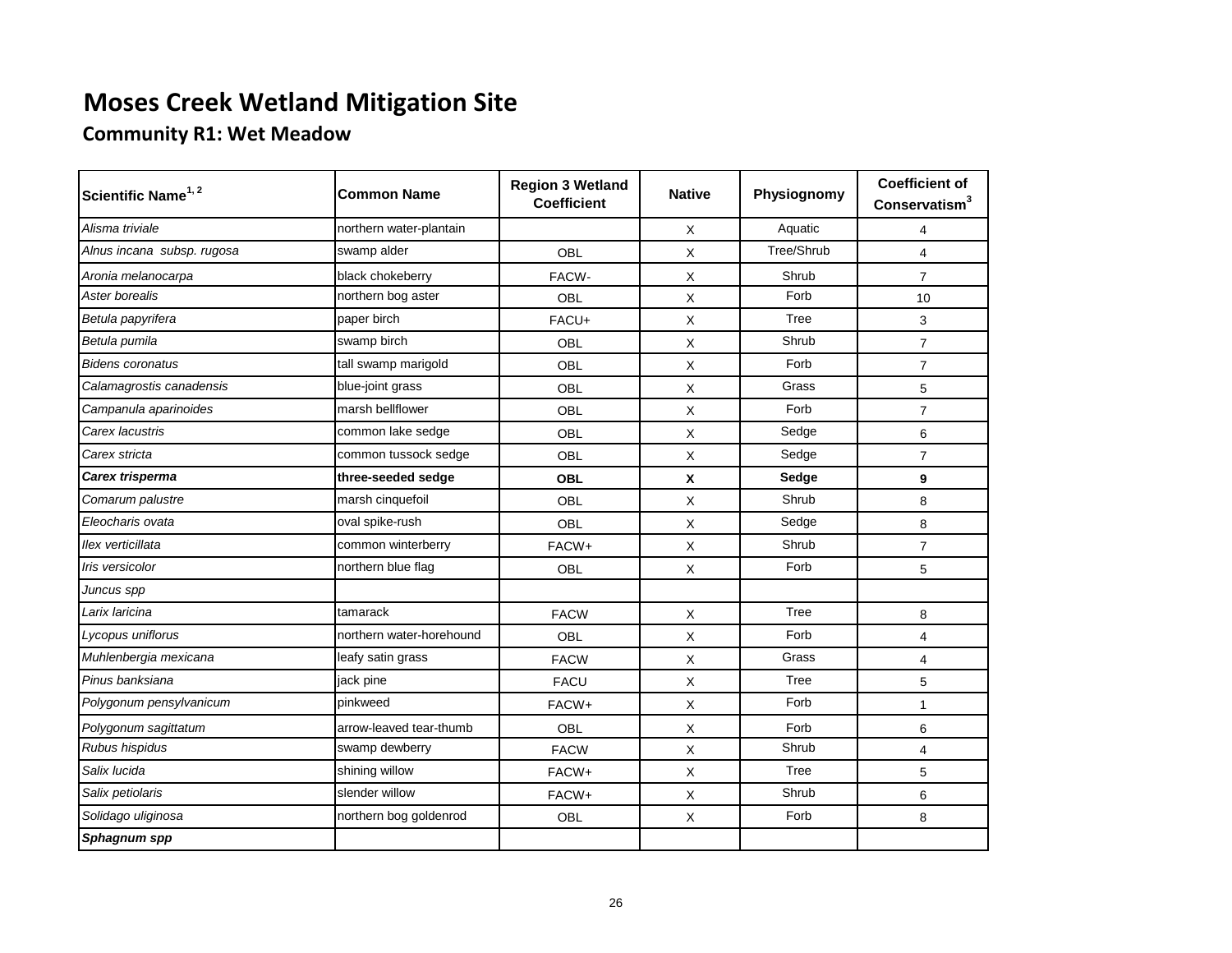# Moses Creek Wetland Mitigation Site

## Community R1: Wet Meadow

| Scientific Name[1, 2] | Common Name | Region 3 Wetland Coefficient | Native | Physiognomy | Coefficient of Conservatism[3] |
|---|---|---|---|---|---|
| *Alisma triviale* | northern water-plantain | | X | Aquatic | 4 |
| *Alnus incana subsp. rugosa* | swamp alder | OBL | X | Tree/Shrub | 4 |
| *Aronia melanocarpa* | black chokeberry | FACW- | X | Shrub | 7 |
| *Aster borealis* | northern bog aster | OBL | X | Forb | 10 |
| *Betula papyrifera* | paper birch | FACU+ | X | Tree | 3 |
| *Betula pumila* | swamp birch | OBL | X | Shrub | 7 |
| *Bidens coronatus* | tall swamp marigold | OBL | X | Forb | 7 |
| *Calamagrostis canadensis* | blue-joint grass | OBL | X | Grass | 5 |
| *Campanula aparinoides* | marsh bellflower | OBL | X | Forb | 7 |
| *Carex lacustris* | common lake sedge | OBL | X | Sedge | 6 |
| *Carex stricta* | common tussock sedge | OBL | X | Sedge | 7 |
| ***Carex trisperma*** | **three-seeded sedge** | **OBL** | **X** | **Sedge** | **9** |
| *Comarum palustre* | marsh cinquefoil | OBL | X | Shrub | 8 |
| *Eleocharis ovata* | oval spike-rush | OBL | X | Sedge | 8 |
| *Ilex verticillata* | common winterberry | FACW+ | X | Shrub | 7 |
| *Iris versicolor* | northern blue flag | OBL | X | Forb | 5 |
| *Juncus spp* | | | | | |
| *Larix laricina* | tamarack | FACW | X | Tree | 8 |
| *Lycopus uniflorus* | northern water-horehound | OBL | X | Forb | 4 |
| *Muhlenbergia mexicana* | leafy satin grass | FACW | X | Grass | 4 |
| *Pinus banksiana* | jack pine | FACU | X | Tree | 5 |
| *Polygonum pensylvanicum* | pinkweed | FACW+ | X | Forb | 1 |
| *Polygonum sagittatum* | arrow-leaved tear-thumb | OBL | X | Forb | 6 |
| *Rubus hispidus* | swamp dewberry | FACW | X | Shrub | 4 |
| *Salix lucida* | shining willow | FACW+ | X | Tree | 5 |
| *Salix petiolaris* | slender willow | FACW+ | X | Shrub | 6 |
| *Solidago uliginosa* | northern bog goldenrod | OBL | X | Forb | 8 |
| ***Sphagnum spp*** | | | | | |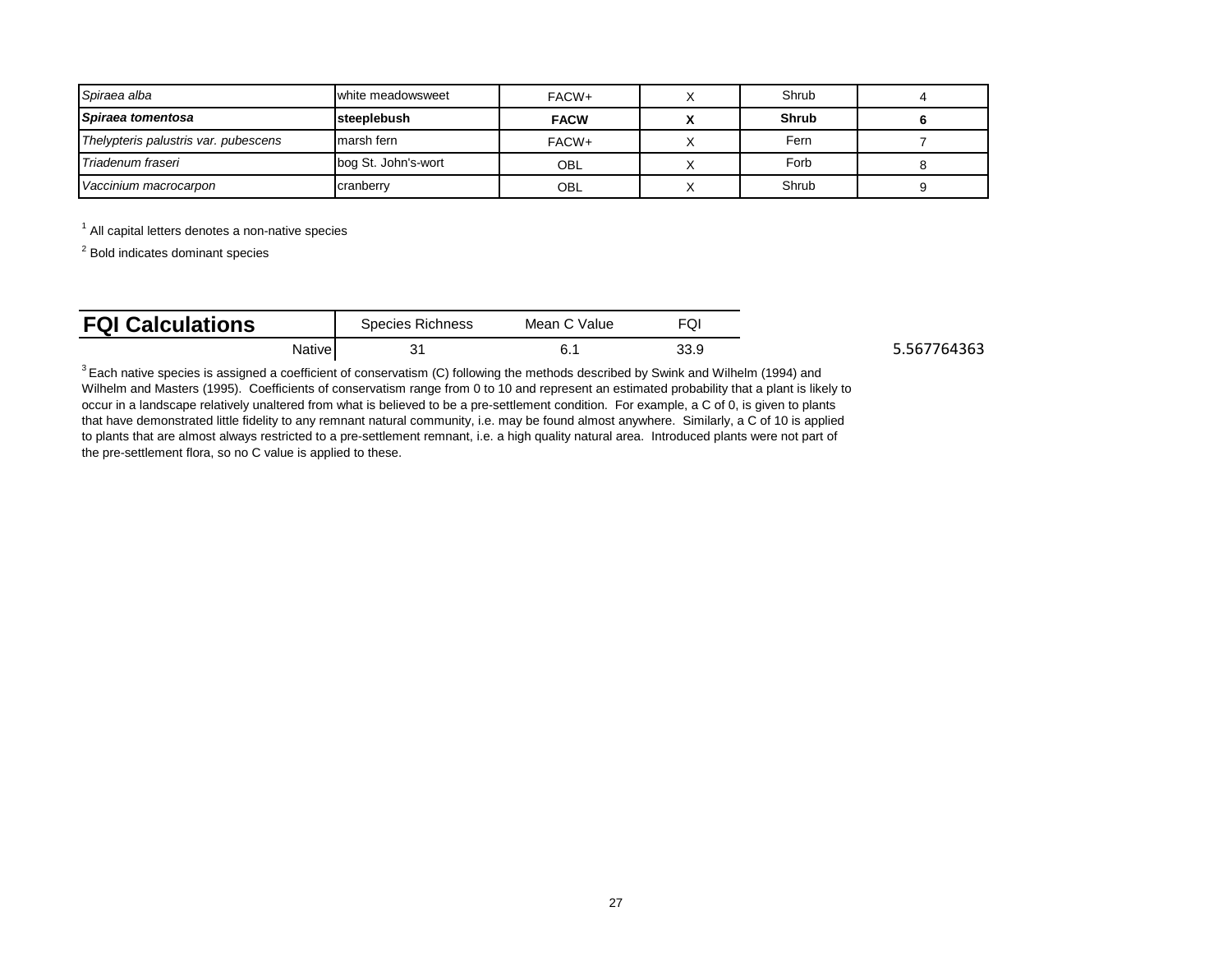| | | | | | |
|---|---|---|---|---|---|
| *Spiraea alba* | white meadowsweet | FACW+ | X | Shrub | 4 |
| ***Spiraea tomentosa*** | **steeplebush** | **FACW** | **X** | **Shrub** | **6** |
| *Thelypteris palustris var. pubescens* | marsh fern | FACW+ | X | Fern | 7 |
| *Triadenum fraseri* | bog St. John's-wort | OBL | X | Forb | 8 |
| *Vaccinium macrocarpon* | cranberry | OBL | X | Shrub | 9 |

[1] All capital letters denotes a non-native species

[2] Bold indicates dominant species

| **FQI Calculations** | Species Richness | Mean C Value | FQI | |
|---|---|---|---|---|
| Native | 31 | 6.1 | 33.9 | 5.567764363 |

[3] Each native species is assigned a coefficient of conservatism (C) following the methods described by Swink and Wilhelm (1994) and Wilhelm and Masters (1995). Coefficients of conservatism range from 0 to 10 and represent an estimated probability that a plant is likely to occur in a landscape relatively unaltered from what is believed to be a pre-settlement condition. For example, a C of 0, is given to plants that have demonstrated little fidelity to any remnant natural community, i.e. may be found almost anywhere. Similarly, a C of 10 is applied to plants that are almost always restricted to a pre-settlement remnant, i.e. a high quality natural area. Introduced plants were not part of the pre-settlement flora, so no C value is applied to these.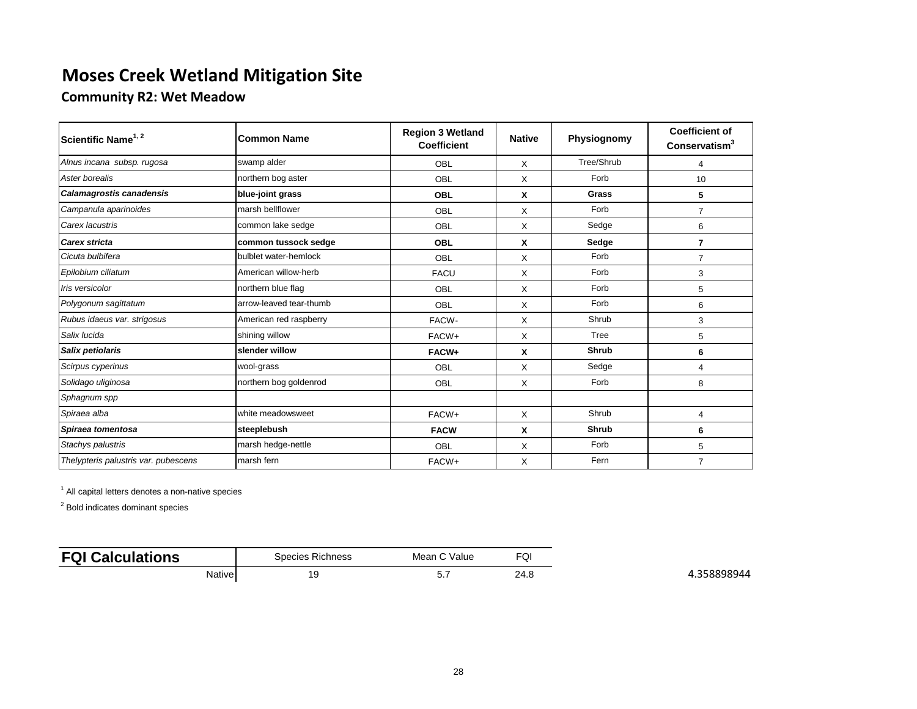# Moses Creek Wetland Mitigation Site

## Community R2: Wet Meadow

| Scientific Name[1, 2] | Common Name | Region 3 Wetland Coefficient | Native | Physiognomy | Coefficient of Conservatism[3] |
|---|---|---|---|---|---|
| *Alnus incana subsp. rugosa* | swamp alder | OBL | X | Tree/Shrub | 4 |
| *Aster borealis* | northern bog aster | OBL | X | Forb | 10 |
| ***Calamagrostis canadensis*** | **blue-joint grass** | **OBL** | **X** | **Grass** | **5** |
| *Campanula aparinoides* | marsh bellflower | OBL | X | Forb | 7 |
| *Carex lacustris* | common lake sedge | OBL | X | Sedge | 6 |
| ***Carex stricta*** | **common tussock sedge** | **OBL** | **X** | **Sedge** | **7** |
| *Cicuta bulbifera* | bulblet water-hemlock | OBL | X | Forb | 7 |
| *Epilobium ciliatum* | American willow-herb | FACU | X | Forb | 3 |
| *Iris versicolor* | northern blue flag | OBL | X | Forb | 5 |
| *Polygonum sagittatum* | arrow-leaved tear-thumb | OBL | X | Forb | 6 |
| *Rubus idaeus var. strigosus* | American red raspberry | FACW- | X | Shrub | 3 |
| *Salix lucida* | shining willow | FACW+ | X | Tree | 5 |
| ***Salix petiolaris*** | **slender willow** | **FACW+** | **X** | **Shrub** | **6** |
| *Scirpus cyperinus* | wool-grass | OBL | X | Sedge | 4 |
| *Solidago uliginosa* | northern bog goldenrod | OBL | X | Forb | 8 |
| *Sphagnum spp* | | | | | |
| *Spiraea alba* | white meadowsweet | FACW+ | X | Shrub | 4 |
| ***Spiraea tomentosa*** | **steeplebush** | **FACW** | **X** | **Shrub** | **6** |
| *Stachys palustris* | marsh hedge-nettle | OBL | X | Forb | 5 |
| *Thelypteris palustris var. pubescens* | marsh fern | FACW+ | X | Fern | 7 |

[1] All capital letters denotes a non-native species

[2] Bold indicates dominant species

| **FQI Calculations** | Species Richness | Mean C Value | FQI |
|---|---|---|---|
| Native | 19 | 5.7 | 24.8 |

4.358898944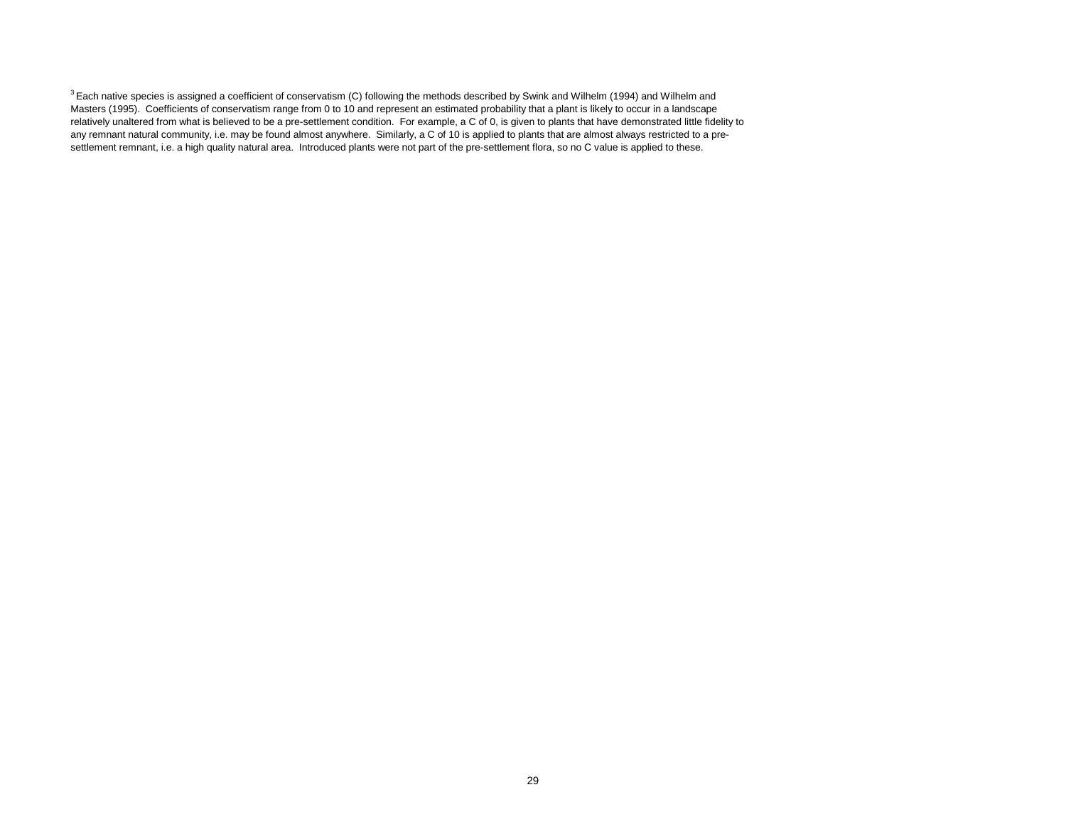[3] Each native species is assigned a coefficient of conservatism (C) following the methods described by Swink and Wilhelm (1994) and Wilhelm and Masters (1995). Coefficients of conservatism range from 0 to 10 and represent an estimated probability that a plant is likely to occur in a landscape relatively unaltered from what is believed to be a pre-settlement condition. For example, a C of 0, is given to plants that have demonstrated little fidelity to any remnant natural community, i.e. may be found almost anywhere. Similarly, a C of 10 is applied to plants that are almost always restricted to a pre-settlement remnant, i.e. a high quality natural area. Introduced plants were not part of the pre-settlement flora, so no C value is applied to these.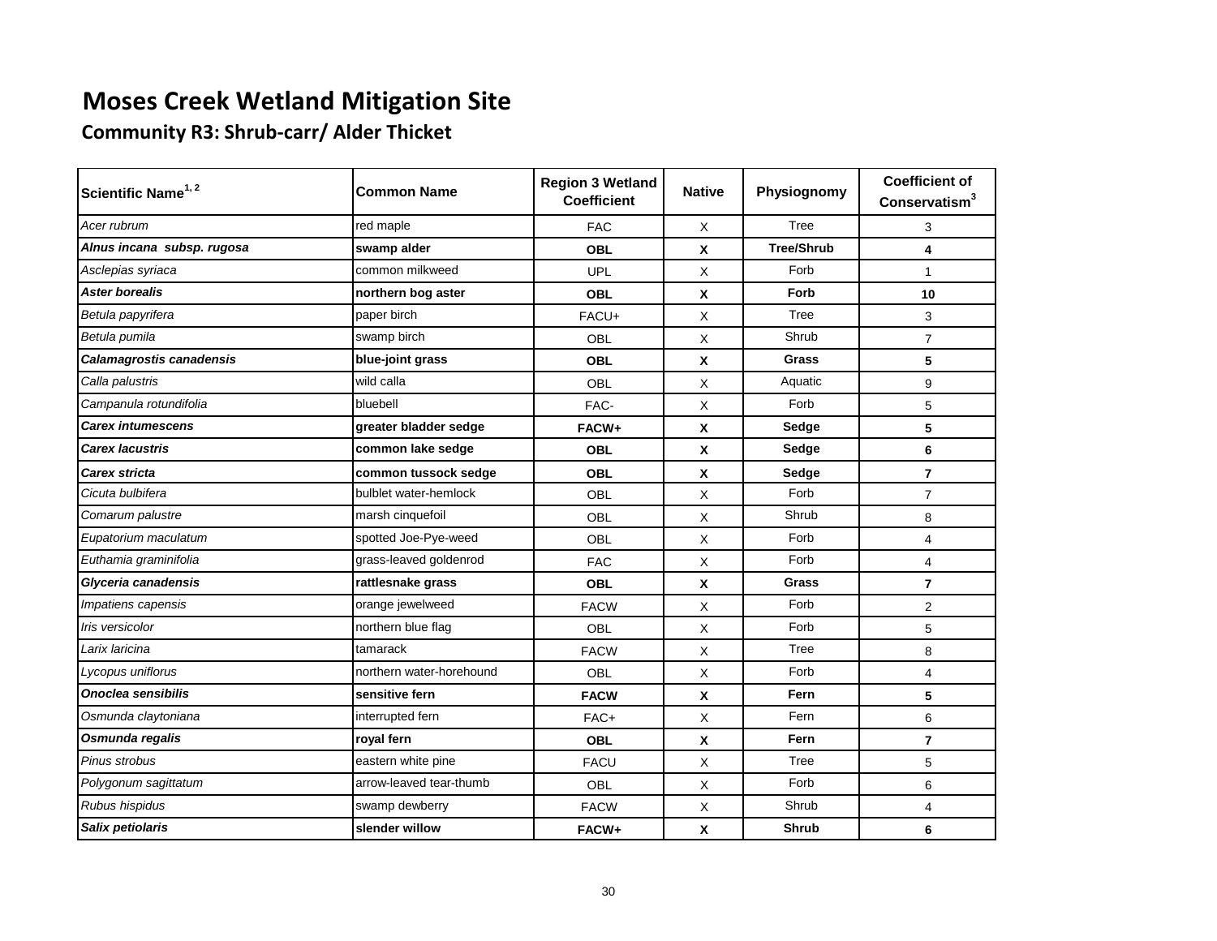# Moses Creek Wetland Mitigation Site

## Community R3: Shrub-carr/ Alder Thicket

| Scientific Name[1, 2] | Common Name | Region 3 Wetland Coefficient | Native | Physiognomy | Coefficient of Conservatism[3] |
|---|---|---|---|---|---|
| *Acer rubrum* | red maple | FAC | X | Tree | 3 |
| ***Alnus incana subsp. rugosa*** | **swamp alder** | **OBL** | **X** | **Tree/Shrub** | **4** |
| *Asclepias syriaca* | common milkweed | UPL | X | Forb | 1 |
| ***Aster borealis*** | **northern bog aster** | **OBL** | **X** | **Forb** | **10** |
| *Betula papyrifera* | paper birch | FACU+ | X | Tree | 3 |
| *Betula pumila* | swamp birch | OBL | X | Shrub | 7 |
| ***Calamagrostis canadensis*** | **blue-joint grass** | **OBL** | **X** | **Grass** | **5** |
| *Calla palustris* | wild calla | OBL | X | Aquatic | 9 |
| *Campanula rotundifolia* | bluebell | FAC- | X | Forb | 5 |
| ***Carex intumescens*** | **greater bladder sedge** | **FACW+** | **X** | **Sedge** | **5** |
| ***Carex lacustris*** | **common lake sedge** | **OBL** | **X** | **Sedge** | **6** |
| ***Carex stricta*** | **common tussock sedge** | **OBL** | **X** | **Sedge** | **7** |
| *Cicuta bulbifera* | bulblet water-hemlock | OBL | X | Forb | 7 |
| *Comarum palustre* | marsh cinquefoil | OBL | X | Shrub | 8 |
| *Eupatorium maculatum* | spotted Joe-Pye-weed | OBL | X | Forb | 4 |
| *Euthamia graminifolia* | grass-leaved goldenrod | FAC | X | Forb | 4 |
| ***Glyceria canadensis*** | **rattlesnake grass** | **OBL** | **X** | **Grass** | **7** |
| *Impatiens capensis* | orange jewelweed | FACW | X | Forb | 2 |
| *Iris versicolor* | northern blue flag | OBL | X | Forb | 5 |
| *Larix laricina* | tamarack | FACW | X | Tree | 8 |
| *Lycopus uniflorus* | northern water-horehound | OBL | X | Forb | 4 |
| ***Onoclea sensibilis*** | **sensitive fern** | **FACW** | **X** | **Fern** | **5** |
| *Osmunda claytoniana* | interrupted fern | FAC+ | X | Fern | 6 |
| ***Osmunda regalis*** | **royal fern** | **OBL** | **X** | **Fern** | **7** |
| *Pinus strobus* | eastern white pine | FACU | X | Tree | 5 |
| *Polygonum sagittatum* | arrow-leaved tear-thumb | OBL | X | Forb | 6 |
| *Rubus hispidus* | swamp dewberry | FACW | X | Shrub | 4 |
| ***Salix petiolaris*** | **slender willow** | **FACW+** | **X** | **Shrub** | **6** |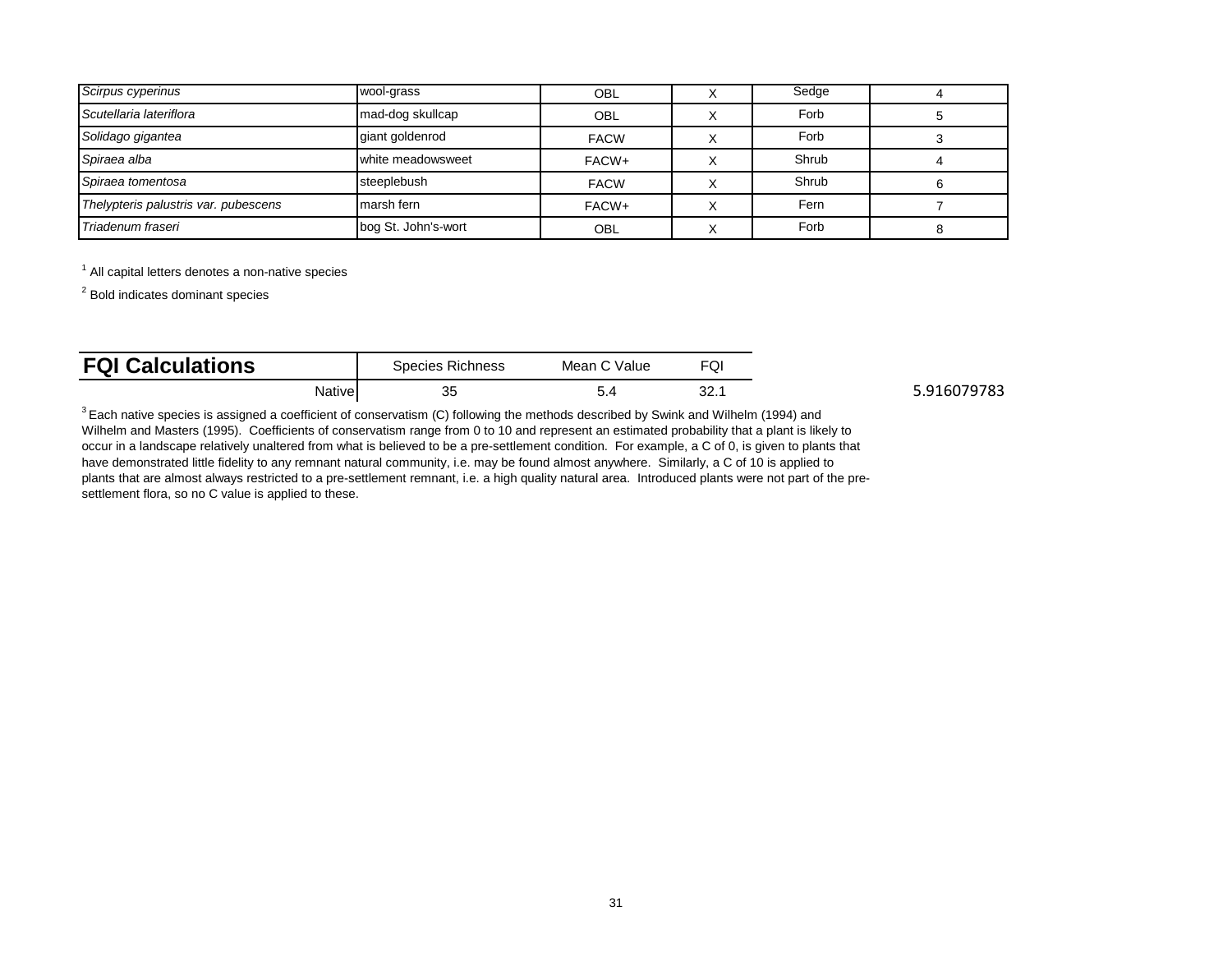| | | | | | |
|---|---|---|---|---|---|
| *Scirpus cyperinus* | wool-grass | OBL | X | Sedge | 4 |
| *Scutellaria lateriflora* | mad-dog skullcap | OBL | X | Forb | 5 |
| *Solidago gigantea* | giant goldenrod | FACW | X | Forb | 3 |
| *Spiraea alba* | white meadowsweet | FACW+ | X | Shrub | 4 |
| *Spiraea tomentosa* | steeplebush | FACW | X | Shrub | 6 |
| *Thelypteris palustris var. pubescens* | marsh fern | FACW+ | X | Fern | 7 |
| *Triadenum fraseri* | bog St. John's-wort | OBL | X | Forb | 8 |

[1] All capital letters denotes a non-native species

[2] Bold indicates dominant species

| **FQI Calculations** | Species Richness | Mean C Value | FQI | |
|---|---|---|---|---|
| Native | 35 | 5.4 | 32.1 | 5.916079783 |

[3] Each native species is assigned a coefficient of conservatism (C) following the methods described by Swink and Wilhelm (1994) and Wilhelm and Masters (1995). Coefficients of conservatism range from 0 to 10 and represent an estimated probability that a plant is likely to occur in a landscape relatively unaltered from what is believed to be a pre-settlement condition. For example, a C of 0, is given to plants that have demonstrated little fidelity to any remnant natural community, i.e. may be found almost anywhere. Similarly, a C of 10 is applied to plants that are almost always restricted to a pre-settlement remnant, i.e. a high quality natural area. Introduced plants were not part of the pre-settlement flora, so no C value is applied to these.